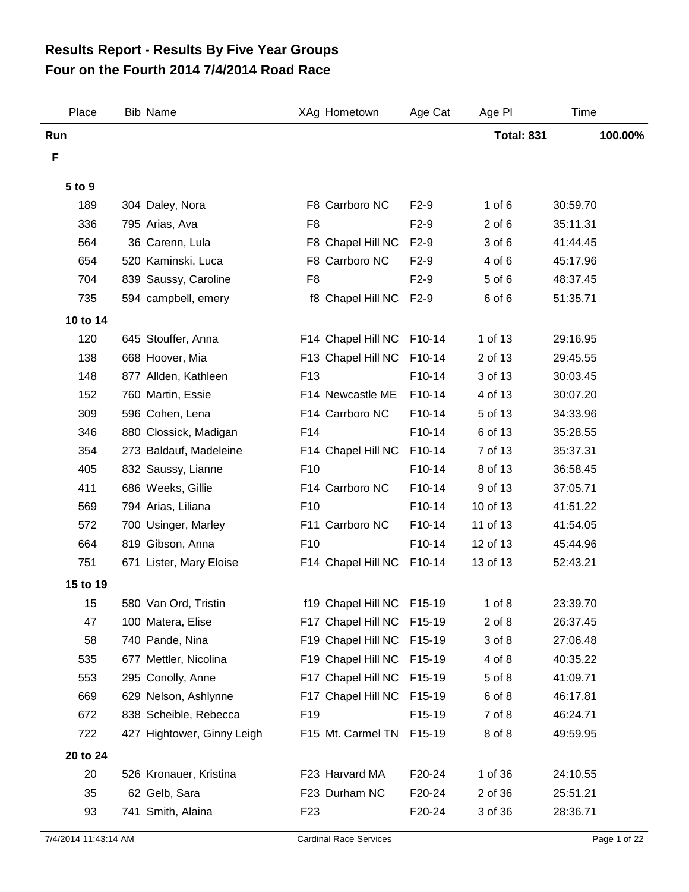# Results Report - Results By Five Year Groups
# Four on the Fourth 2014 7/4/2014 Road Race

| Place | Bib | Name | XAg | Hometown | Age Cat | Age Pl | Time |
|---|---|---|---|---|---|---|---|
| **Run** | | | | | | **Total: 831** | **100.00%** |
| **F** | | | | | | | |
| **5 to 9** | | | | | | | |
| 189 | 304 | Daley, Nora | F8 | Carrboro NC | F2-9 | 1 of 6 | 30:59.70 |
| 336 | 795 | Arias, Ava | F8 | | F2-9 | 2 of 6 | 35:11.31 |
| 564 | 36 | Carenn, Lula | F8 | Chapel Hill NC | F2-9 | 3 of 6 | 41:44.45 |
| 654 | 520 | Kaminski, Luca | F8 | Carrboro NC | F2-9 | 4 of 6 | 45:17.96 |
| 704 | 839 | Saussy, Caroline | F8 | | F2-9 | 5 of 6 | 48:37.45 |
| 735 | 594 | campbell, emery | f8 | Chapel Hill NC | F2-9 | 6 of 6 | 51:35.71 |
| **10 to 14** | | | | | | | |
| 120 | 645 | Stouffer, Anna | F14 | Chapel Hill NC | F10-14 | 1 of 13 | 29:16.95 |
| 138 | 668 | Hoover, Mia | F13 | Chapel Hill NC | F10-14 | 2 of 13 | 29:45.55 |
| 148 | 877 | Allden, Kathleen | F13 | | F10-14 | 3 of 13 | 30:03.45 |
| 152 | 760 | Martin, Essie | F14 | Newcastle ME | F10-14 | 4 of 13 | 30:07.20 |
| 309 | 596 | Cohen, Lena | F14 | Carrboro NC | F10-14 | 5 of 13 | 34:33.96 |
| 346 | 880 | Clossick, Madigan | F14 | | F10-14 | 6 of 13 | 35:28.55 |
| 354 | 273 | Baldauf, Madeleine | F14 | Chapel Hill NC | F10-14 | 7 of 13 | 35:37.31 |
| 405 | 832 | Saussy, Lianne | F10 | | F10-14 | 8 of 13 | 36:58.45 |
| 411 | 686 | Weeks, Gillie | F14 | Carrboro NC | F10-14 | 9 of 13 | 37:05.71 |
| 569 | 794 | Arias, Liliana | F10 | | F10-14 | 10 of 13 | 41:51.22 |
| 572 | 700 | Usinger, Marley | F11 | Carrboro NC | F10-14 | 11 of 13 | 41:54.05 |
| 664 | 819 | Gibson, Anna | F10 | | F10-14 | 12 of 13 | 45:44.96 |
| 751 | 671 | Lister, Mary Eloise | F14 | Chapel Hill NC | F10-14 | 13 of 13 | 52:43.21 |
| **15 to 19** | | | | | | | |
| 15 | 580 | Van Ord, Tristin | f19 | Chapel Hill NC | F15-19 | 1 of 8 | 23:39.70 |
| 47 | 100 | Matera, Elise | F17 | Chapel Hill NC | F15-19 | 2 of 8 | 26:37.45 |
| 58 | 740 | Pande, Nina | F19 | Chapel Hill NC | F15-19 | 3 of 8 | 27:06.48 |
| 535 | 677 | Mettler, Nicolina | F19 | Chapel Hill NC | F15-19 | 4 of 8 | 40:35.22 |
| 553 | 295 | Conolly, Anne | F17 | Chapel Hill NC | F15-19 | 5 of 8 | 41:09.71 |
| 669 | 629 | Nelson, Ashlynne | F17 | Chapel Hill NC | F15-19 | 6 of 8 | 46:17.81 |
| 672 | 838 | Scheible, Rebecca | F19 | | F15-19 | 7 of 8 | 46:24.71 |
| 722 | 427 | Hightower, Ginny Leigh | F15 | Mt. Carmel TN | F15-19 | 8 of 8 | 49:59.95 |
| **20 to 24** | | | | | | | |
| 20 | 526 | Kronauer, Kristina | F23 | Harvard MA | F20-24 | 1 of 36 | 24:10.55 |
| 35 | 62 | Gelb, Sara | F23 | Durham NC | F20-24 | 2 of 36 | 25:51.21 |
| 93 | 741 | Smith, Alaina | F23 | | F20-24 | 3 of 36 | 28:36.71 |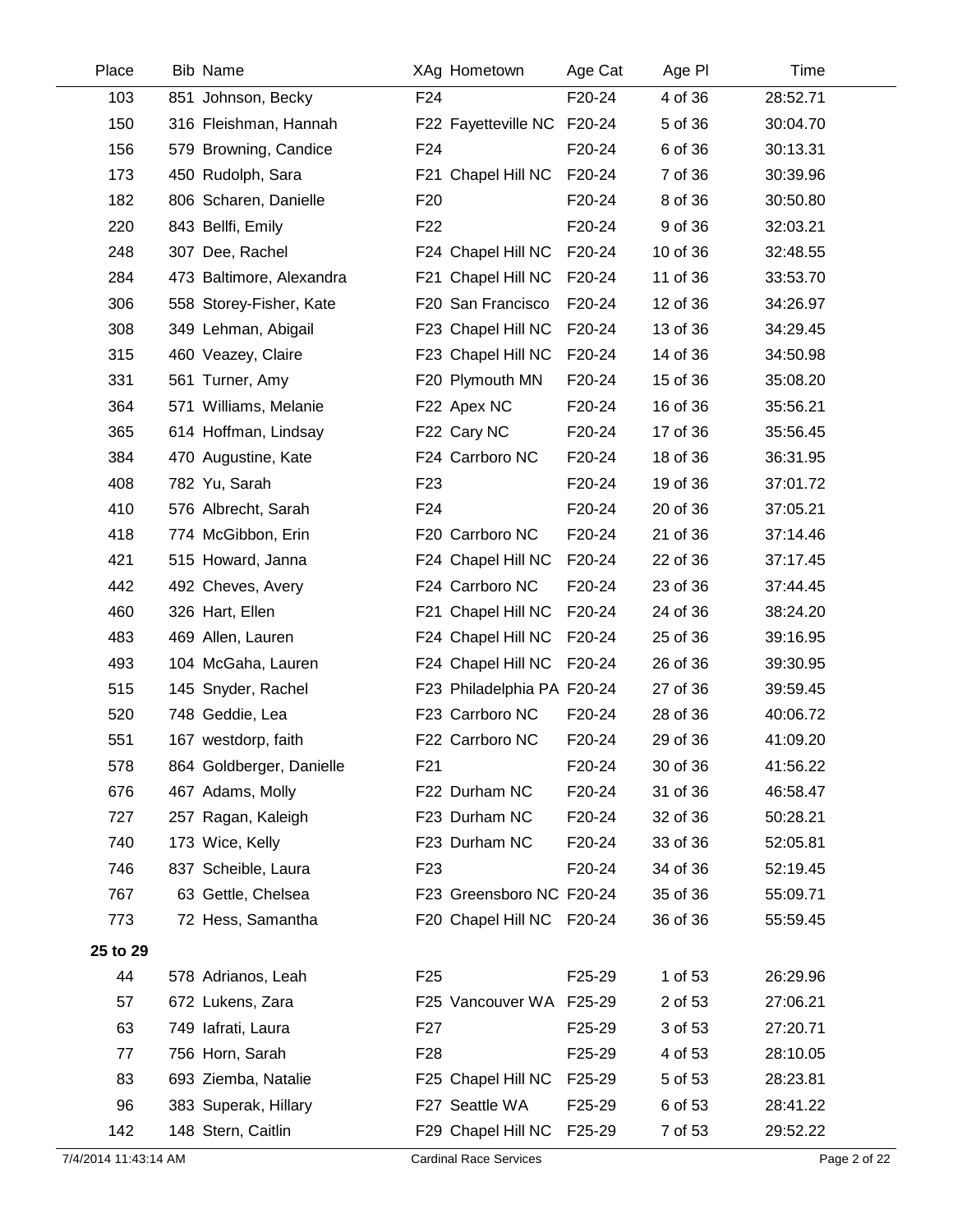| Place | Bib | Name | XAg | Hometown | Age Cat | Age Pl | Time |
|---|---|---|---|---|---|---|---|
| 103 | 851 | Johnson, Becky | F24 | | F20-24 | 4 of 36 | 28:52.71 |
| 150 | 316 | Fleishman, Hannah | F22 | Fayetteville NC | F20-24 | 5 of 36 | 30:04.70 |
| 156 | 579 | Browning, Candice | F24 | | F20-24 | 6 of 36 | 30:13.31 |
| 173 | 450 | Rudolph, Sara | F21 | Chapel Hill NC | F20-24 | 7 of 36 | 30:39.96 |
| 182 | 806 | Scharen, Danielle | F20 | | F20-24 | 8 of 36 | 30:50.80 |
| 220 | 843 | Bellfi, Emily | F22 | | F20-24 | 9 of 36 | 32:03.21 |
| 248 | 307 | Dee, Rachel | F24 | Chapel Hill NC | F20-24 | 10 of 36 | 32:48.55 |
| 284 | 473 | Baltimore, Alexandra | F21 | Chapel Hill NC | F20-24 | 11 of 36 | 33:53.70 |
| 306 | 558 | Storey-Fisher, Kate | F20 | San Francisco | F20-24 | 12 of 36 | 34:26.97 |
| 308 | 349 | Lehman, Abigail | F23 | Chapel Hill NC | F20-24 | 13 of 36 | 34:29.45 |
| 315 | 460 | Veazey, Claire | F23 | Chapel Hill NC | F20-24 | 14 of 36 | 34:50.98 |
| 331 | 561 | Turner, Amy | F20 | Plymouth MN | F20-24 | 15 of 36 | 35:08.20 |
| 364 | 571 | Williams, Melanie | F22 | Apex NC | F20-24 | 16 of 36 | 35:56.21 |
| 365 | 614 | Hoffman, Lindsay | F22 | Cary NC | F20-24 | 17 of 36 | 35:56.45 |
| 384 | 470 | Augustine, Kate | F24 | Carrboro NC | F20-24 | 18 of 36 | 36:31.95 |
| 408 | 782 | Yu, Sarah | F23 | | F20-24 | 19 of 36 | 37:01.72 |
| 410 | 576 | Albrecht, Sarah | F24 | | F20-24 | 20 of 36 | 37:05.21 |
| 418 | 774 | McGibbon, Erin | F20 | Carrboro NC | F20-24 | 21 of 36 | 37:14.46 |
| 421 | 515 | Howard, Janna | F24 | Chapel Hill NC | F20-24 | 22 of 36 | 37:17.45 |
| 442 | 492 | Cheves, Avery | F24 | Carrboro NC | F20-24 | 23 of 36 | 37:44.45 |
| 460 | 326 | Hart, Ellen | F21 | Chapel Hill NC | F20-24 | 24 of 36 | 38:24.20 |
| 483 | 469 | Allen, Lauren | F24 | Chapel Hill NC | F20-24 | 25 of 36 | 39:16.95 |
| 493 | 104 | McGaha, Lauren | F24 | Chapel Hill NC | F20-24 | 26 of 36 | 39:30.95 |
| 515 | 145 | Snyder, Rachel | F23 | Philadelphia PA | F20-24 | 27 of 36 | 39:59.45 |
| 520 | 748 | Geddie, Lea | F23 | Carrboro NC | F20-24 | 28 of 36 | 40:06.72 |
| 551 | 167 | westdorp, faith | F22 | Carrboro NC | F20-24 | 29 of 36 | 41:09.20 |
| 578 | 864 | Goldberger, Danielle | F21 | | F20-24 | 30 of 36 | 41:56.22 |
| 676 | 467 | Adams, Molly | F22 | Durham NC | F20-24 | 31 of 36 | 46:58.47 |
| 727 | 257 | Ragan, Kaleigh | F23 | Durham NC | F20-24 | 32 of 36 | 50:28.21 |
| 740 | 173 | Wice, Kelly | F23 | Durham NC | F20-24 | 33 of 36 | 52:05.81 |
| 746 | 837 | Scheible, Laura | F23 | | F20-24 | 34 of 36 | 52:19.45 |
| 767 | 63 | Gettle, Chelsea | F23 | Greensboro NC | F20-24 | 35 of 36 | 55:09.71 |
| 773 | 72 | Hess, Samantha | F20 | Chapel Hill NC | F20-24 | 36 of 36 | 55:59.45 |
| **25 to 29** | | | | | | | |
| 44 | 578 | Adrianos, Leah | F25 | | F25-29 | 1 of 53 | 26:29.96 |
| 57 | 672 | Lukens, Zara | F25 | Vancouver WA | F25-29 | 2 of 53 | 27:06.21 |
| 63 | 749 | Iafrati, Laura | F27 | | F25-29 | 3 of 53 | 27:20.71 |
| 77 | 756 | Horn, Sarah | F28 | | F25-29 | 4 of 53 | 28:10.05 |
| 83 | 693 | Ziemba, Natalie | F25 | Chapel Hill NC | F25-29 | 5 of 53 | 28:23.81 |
| 96 | 383 | Superak, Hillary | F27 | Seattle WA | F25-29 | 6 of 53 | 28:41.22 |
| 142 | 148 | Stern, Caitlin | F29 | Chapel Hill NC | F25-29 | 7 of 53 | 29:52.22 |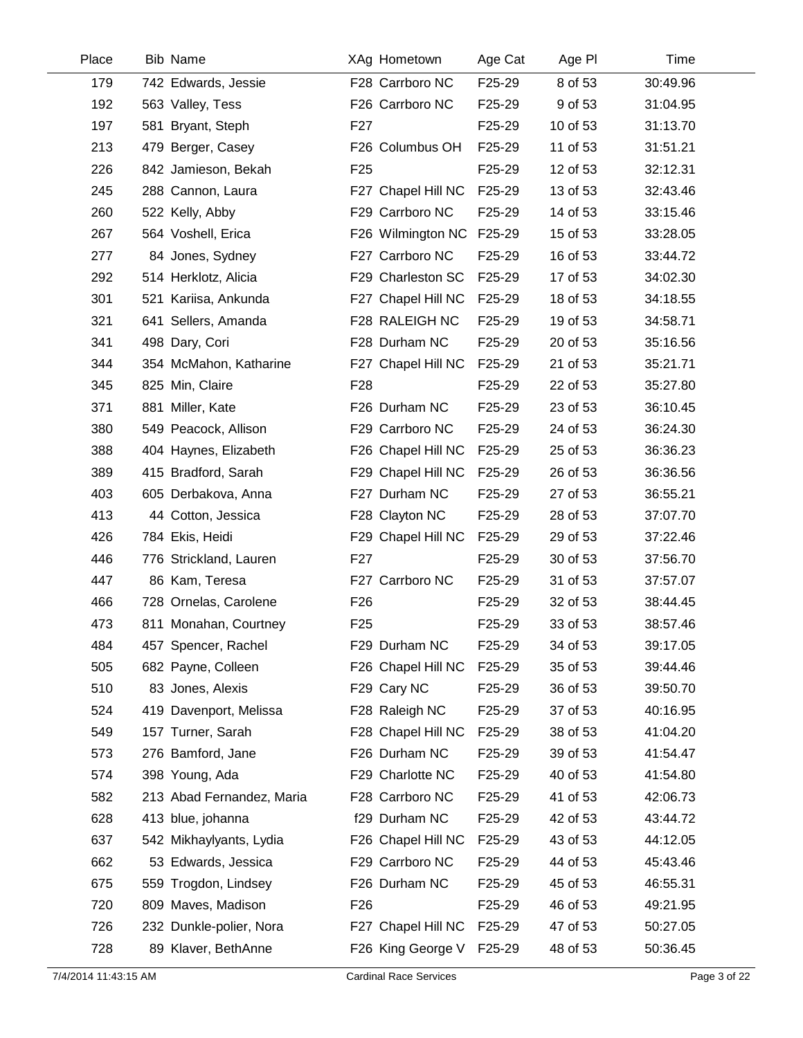| Place | Bib | Name | XAg | Hometown | Age Cat | Age Pl | Time |
|---|---|---|---|---|---|---|---|
| 179 | 742 | Edwards, Jessie | F28 | Carrboro NC | F25-29 | 8 of 53 | 30:49.96 |
| 192 | 563 | Valley, Tess | F26 | Carrboro NC | F25-29 | 9 of 53 | 31:04.95 |
| 197 | 581 | Bryant, Steph | F27 | | F25-29 | 10 of 53 | 31:13.70 |
| 213 | 479 | Berger, Casey | F26 | Columbus OH | F25-29 | 11 of 53 | 31:51.21 |
| 226 | 842 | Jamieson, Bekah | F25 | | F25-29 | 12 of 53 | 32:12.31 |
| 245 | 288 | Cannon, Laura | F27 | Chapel Hill NC | F25-29 | 13 of 53 | 32:43.46 |
| 260 | 522 | Kelly, Abby | F29 | Carrboro NC | F25-29 | 14 of 53 | 33:15.46 |
| 267 | 564 | Voshell, Erica | F26 | Wilmington NC | F25-29 | 15 of 53 | 33:28.05 |
| 277 | 84 | Jones, Sydney | F27 | Carrboro NC | F25-29 | 16 of 53 | 33:44.72 |
| 292 | 514 | Herklotz, Alicia | F29 | Charleston SC | F25-29 | 17 of 53 | 34:02.30 |
| 301 | 521 | Kariisa, Ankunda | F27 | Chapel Hill NC | F25-29 | 18 of 53 | 34:18.55 |
| 321 | 641 | Sellers, Amanda | F28 | RALEIGH NC | F25-29 | 19 of 53 | 34:58.71 |
| 341 | 498 | Dary, Cori | F28 | Durham NC | F25-29 | 20 of 53 | 35:16.56 |
| 344 | 354 | McMahon, Katharine | F27 | Chapel Hill NC | F25-29 | 21 of 53 | 35:21.71 |
| 345 | 825 | Min, Claire | F28 | | F25-29 | 22 of 53 | 35:27.80 |
| 371 | 881 | Miller, Kate | F26 | Durham NC | F25-29 | 23 of 53 | 36:10.45 |
| 380 | 549 | Peacock, Allison | F29 | Carrboro NC | F25-29 | 24 of 53 | 36:24.30 |
| 388 | 404 | Haynes, Elizabeth | F26 | Chapel Hill NC | F25-29 | 25 of 53 | 36:36.23 |
| 389 | 415 | Bradford, Sarah | F29 | Chapel Hill NC | F25-29 | 26 of 53 | 36:36.56 |
| 403 | 605 | Derbakova, Anna | F27 | Durham NC | F25-29 | 27 of 53 | 36:55.21 |
| 413 | 44 | Cotton, Jessica | F28 | Clayton NC | F25-29 | 28 of 53 | 37:07.70 |
| 426 | 784 | Ekis, Heidi | F29 | Chapel Hill NC | F25-29 | 29 of 53 | 37:22.46 |
| 446 | 776 | Strickland, Lauren | F27 | | F25-29 | 30 of 53 | 37:56.70 |
| 447 | 86 | Kam, Teresa | F27 | Carrboro NC | F25-29 | 31 of 53 | 37:57.07 |
| 466 | 728 | Ornelas, Carolene | F26 | | F25-29 | 32 of 53 | 38:44.45 |
| 473 | 811 | Monahan, Courtney | F25 | | F25-29 | 33 of 53 | 38:57.46 |
| 484 | 457 | Spencer, Rachel | F29 | Durham NC | F25-29 | 34 of 53 | 39:17.05 |
| 505 | 682 | Payne, Colleen | F26 | Chapel Hill NC | F25-29 | 35 of 53 | 39:44.46 |
| 510 | 83 | Jones, Alexis | F29 | Cary NC | F25-29 | 36 of 53 | 39:50.70 |
| 524 | 419 | Davenport, Melissa | F28 | Raleigh NC | F25-29 | 37 of 53 | 40:16.95 |
| 549 | 157 | Turner, Sarah | F28 | Chapel Hill NC | F25-29 | 38 of 53 | 41:04.20 |
| 573 | 276 | Bamford, Jane | F26 | Durham NC | F25-29 | 39 of 53 | 41:54.47 |
| 574 | 398 | Young, Ada | F29 | Charlotte NC | F25-29 | 40 of 53 | 41:54.80 |
| 582 | 213 | Abad Fernandez, Maria | F28 | Carrboro NC | F25-29 | 41 of 53 | 42:06.73 |
| 628 | 413 | blue, johanna | f29 | Durham NC | F25-29 | 42 of 53 | 43:44.72 |
| 637 | 542 | Mikhaylyants, Lydia | F26 | Chapel Hill NC | F25-29 | 43 of 53 | 44:12.05 |
| 662 | 53 | Edwards, Jessica | F29 | Carrboro NC | F25-29 | 44 of 53 | 45:43.46 |
| 675 | 559 | Trogdon, Lindsey | F26 | Durham NC | F25-29 | 45 of 53 | 46:55.31 |
| 720 | 809 | Maves, Madison | F26 | | F25-29 | 46 of 53 | 49:21.95 |
| 726 | 232 | Dunkle-polier, Nora | F27 | Chapel Hill NC | F25-29 | 47 of 53 | 50:27.05 |
| 728 | 89 | Klaver, BethAnne | F26 | King George V | F25-29 | 48 of 53 | 50:36.45 |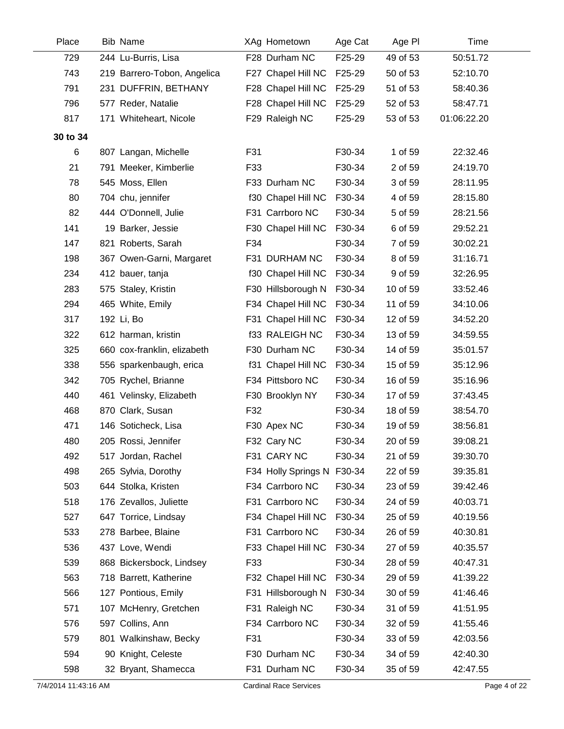| Place | Bib | Name | XAg | Hometown | Age Cat | Age Pl | Time |
|---|---|---|---|---|---|---|---|
| 729 | 244 | Lu-Burris, Lisa | F28 | Durham NC | F25-29 | 49 of 53 | 50:51.72 |
| 743 | 219 | Barrero-Tobon, Angelica | F27 | Chapel Hill NC | F25-29 | 50 of 53 | 52:10.70 |
| 791 | 231 | DUFFRIN, BETHANY | F28 | Chapel Hill NC | F25-29 | 51 of 53 | 58:40.36 |
| 796 | 577 | Reder, Natalie | F28 | Chapel Hill NC | F25-29 | 52 of 53 | 58:47.71 |
| 817 | 171 | Whiteheart, Nicole | F29 | Raleigh NC | F25-29 | 53 of 53 | 01:06:22.20 |
| **30 to 34** | | | | | | | |
| 6 | 807 | Langan, Michelle | F31 | | F30-34 | 1 of 59 | 22:32.46 |
| 21 | 791 | Meeker, Kimberlie | F33 | | F30-34 | 2 of 59 | 24:19.70 |
| 78 | 545 | Moss, Ellen | F33 | Durham NC | F30-34 | 3 of 59 | 28:11.95 |
| 80 | 704 | chu, jennifer | f30 | Chapel Hill NC | F30-34 | 4 of 59 | 28:15.80 |
| 82 | 444 | O'Donnell, Julie | F31 | Carrboro NC | F30-34 | 5 of 59 | 28:21.56 |
| 141 | 19 | Barker, Jessie | F30 | Chapel Hill NC | F30-34 | 6 of 59 | 29:52.21 |
| 147 | 821 | Roberts, Sarah | F34 | | F30-34 | 7 of 59 | 30:02.21 |
| 198 | 367 | Owen-Garni, Margaret | F31 | DURHAM NC | F30-34 | 8 of 59 | 31:16.71 |
| 234 | 412 | bauer, tanja | f30 | Chapel Hill NC | F30-34 | 9 of 59 | 32:26.95 |
| 283 | 575 | Staley, Kristin | F30 | Hillsborough N | F30-34 | 10 of 59 | 33:52.46 |
| 294 | 465 | White, Emily | F34 | Chapel Hill NC | F30-34 | 11 of 59 | 34:10.06 |
| 317 | 192 | Li, Bo | F31 | Chapel Hill NC | F30-34 | 12 of 59 | 34:52.20 |
| 322 | 612 | harman, kristin | f33 | RALEIGH NC | F30-34 | 13 of 59 | 34:59.55 |
| 325 | 660 | cox-franklin, elizabeth | F30 | Durham NC | F30-34 | 14 of 59 | 35:01.57 |
| 338 | 556 | sparkenbaugh, erica | f31 | Chapel Hill NC | F30-34 | 15 of 59 | 35:12.96 |
| 342 | 705 | Rychel, Brianne | F34 | Pittsboro NC | F30-34 | 16 of 59 | 35:16.96 |
| 440 | 461 | Velinsky, Elizabeth | F30 | Brooklyn NY | F30-34 | 17 of 59 | 37:43.45 |
| 468 | 870 | Clark, Susan | F32 | | F30-34 | 18 of 59 | 38:54.70 |
| 471 | 146 | Soticheck, Lisa | F30 | Apex NC | F30-34 | 19 of 59 | 38:56.81 |
| 480 | 205 | Rossi, Jennifer | F32 | Cary NC | F30-34 | 20 of 59 | 39:08.21 |
| 492 | 517 | Jordan, Rachel | F31 | CARY NC | F30-34 | 21 of 59 | 39:30.70 |
| 498 | 265 | Sylvia, Dorothy | F34 | Holly Springs N | F30-34 | 22 of 59 | 39:35.81 |
| 503 | 644 | Stolka, Kristen | F34 | Carrboro NC | F30-34 | 23 of 59 | 39:42.46 |
| 518 | 176 | Zevallos, Juliette | F31 | Carrboro NC | F30-34 | 24 of 59 | 40:03.71 |
| 527 | 647 | Torrice, Lindsay | F34 | Chapel Hill NC | F30-34 | 25 of 59 | 40:19.56 |
| 533 | 278 | Barbee, Blaine | F31 | Carrboro NC | F30-34 | 26 of 59 | 40:30.81 |
| 536 | 437 | Love, Wendi | F33 | Chapel Hill NC | F30-34 | 27 of 59 | 40:35.57 |
| 539 | 868 | Bickersbock, Lindsey | F33 | | F30-34 | 28 of 59 | 40:47.31 |
| 563 | 718 | Barrett, Katherine | F32 | Chapel Hill NC | F30-34 | 29 of 59 | 41:39.22 |
| 566 | 127 | Pontious, Emily | F31 | Hillsborough N | F30-34 | 30 of 59 | 41:46.46 |
| 571 | 107 | McHenry, Gretchen | F31 | Raleigh NC | F30-34 | 31 of 59 | 41:51.95 |
| 576 | 597 | Collins, Ann | F34 | Carrboro NC | F30-34 | 32 of 59 | 41:55.46 |
| 579 | 801 | Walkinshaw, Becky | F31 | | F30-34 | 33 of 59 | 42:03.56 |
| 594 | 90 | Knight, Celeste | F30 | Durham NC | F30-34 | 34 of 59 | 42:40.30 |
| 598 | 32 | Bryant, Shamecca | F31 | Durham NC | F30-34 | 35 of 59 | 42:47.55 |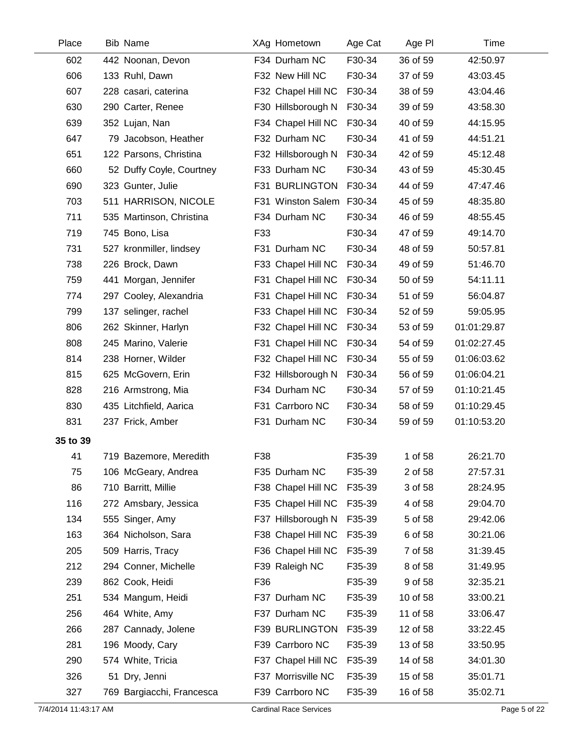| Place | Bib | Name | XAg | Hometown | Age Cat | Age Pl | Time |
|---|---|---|---|---|---|---|---|
| 602 | 442 | Noonan, Devon | F34 | Durham NC | F30-34 | 36 of 59 | 42:50.97 |
| 606 | 133 | Ruhl, Dawn | F32 | New Hill NC | F30-34 | 37 of 59 | 43:03.45 |
| 607 | 228 | casari, caterina | F32 | Chapel Hill NC | F30-34 | 38 of 59 | 43:04.46 |
| 630 | 290 | Carter, Renee | F30 | Hillsborough N | F30-34 | 39 of 59 | 43:58.30 |
| 639 | 352 | Lujan, Nan | F34 | Chapel Hill NC | F30-34 | 40 of 59 | 44:15.95 |
| 647 | 79 | Jacobson, Heather | F32 | Durham NC | F30-34 | 41 of 59 | 44:51.21 |
| 651 | 122 | Parsons, Christina | F32 | Hillsborough N | F30-34 | 42 of 59 | 45:12.48 |
| 660 | 52 | Duffy Coyle, Courtney | F33 | Durham NC | F30-34 | 43 of 59 | 45:30.45 |
| 690 | 323 | Gunter, Julie | F31 | BURLINGTON | F30-34 | 44 of 59 | 47:47.46 |
| 703 | 511 | HARRISON, NICOLE | F31 | Winston Salem | F30-34 | 45 of 59 | 48:35.80 |
| 711 | 535 | Martinson, Christina | F34 | Durham NC | F30-34 | 46 of 59 | 48:55.45 |
| 719 | 745 | Bono, Lisa | F33 | | F30-34 | 47 of 59 | 49:14.70 |
| 731 | 527 | kronmiller, lindsey | F31 | Durham NC | F30-34 | 48 of 59 | 50:57.81 |
| 738 | 226 | Brock, Dawn | F33 | Chapel Hill NC | F30-34 | 49 of 59 | 51:46.70 |
| 759 | 441 | Morgan, Jennifer | F31 | Chapel Hill NC | F30-34 | 50 of 59 | 54:11.11 |
| 774 | 297 | Cooley, Alexandria | F31 | Chapel Hill NC | F30-34 | 51 of 59 | 56:04.87 |
| 799 | 137 | selinger, rachel | F33 | Chapel Hill NC | F30-34 | 52 of 59 | 59:05.95 |
| 806 | 262 | Skinner, Harlyn | F32 | Chapel Hill NC | F30-34 | 53 of 59 | 01:01:29.87 |
| 808 | 245 | Marino, Valerie | F31 | Chapel Hill NC | F30-34 | 54 of 59 | 01:02:27.45 |
| 814 | 238 | Horner, Wilder | F32 | Chapel Hill NC | F30-34 | 55 of 59 | 01:06:03.62 |
| 815 | 625 | McGovern, Erin | F32 | Hillsborough N | F30-34 | 56 of 59 | 01:06:04.21 |
| 828 | 216 | Armstrong, Mia | F34 | Durham NC | F30-34 | 57 of 59 | 01:10:21.45 |
| 830 | 435 | Litchfield, Aarica | F31 | Carrboro NC | F30-34 | 58 of 59 | 01:10:29.45 |
| 831 | 237 | Frick, Amber | F31 | Durham NC | F30-34 | 59 of 59 | 01:10:53.20 |
| **35 to 39** | | | | | | | |
| 41 | 719 | Bazemore, Meredith | F38 | | F35-39 | 1 of 58 | 26:21.70 |
| 75 | 106 | McGeary, Andrea | F35 | Durham NC | F35-39 | 2 of 58 | 27:57.31 |
| 86 | 710 | Barritt, Millie | F38 | Chapel Hill NC | F35-39 | 3 of 58 | 28:24.95 |
| 116 | 272 | Amsbary, Jessica | F35 | Chapel Hill NC | F35-39 | 4 of 58 | 29:04.70 |
| 134 | 555 | Singer, Amy | F37 | Hillsborough N | F35-39 | 5 of 58 | 29:42.06 |
| 163 | 364 | Nicholson, Sara | F38 | Chapel Hill NC | F35-39 | 6 of 58 | 30:21.06 |
| 205 | 509 | Harris, Tracy | F36 | Chapel Hill NC | F35-39 | 7 of 58 | 31:39.45 |
| 212 | 294 | Conner, Michelle | F39 | Raleigh NC | F35-39 | 8 of 58 | 31:49.95 |
| 239 | 862 | Cook, Heidi | F36 | | F35-39 | 9 of 58 | 32:35.21 |
| 251 | 534 | Mangum, Heidi | F37 | Durham NC | F35-39 | 10 of 58 | 33:00.21 |
| 256 | 464 | White, Amy | F37 | Durham NC | F35-39 | 11 of 58 | 33:06.47 |
| 266 | 287 | Cannady, Jolene | F39 | BURLINGTON | F35-39 | 12 of 58 | 33:22.45 |
| 281 | 196 | Moody, Cary | F39 | Carrboro NC | F35-39 | 13 of 58 | 33:50.95 |
| 290 | 574 | White, Tricia | F37 | Chapel Hill NC | F35-39 | 14 of 58 | 34:01.30 |
| 326 | 51 | Dry, Jenni | F37 | Morrisville NC | F35-39 | 15 of 58 | 35:01.71 |
| 327 | 769 | Bargiacchi, Francesca | F39 | Carrboro NC | F35-39 | 16 of 58 | 35:02.71 |

7/4/2014 11:43:17 AM — Cardinal Race Services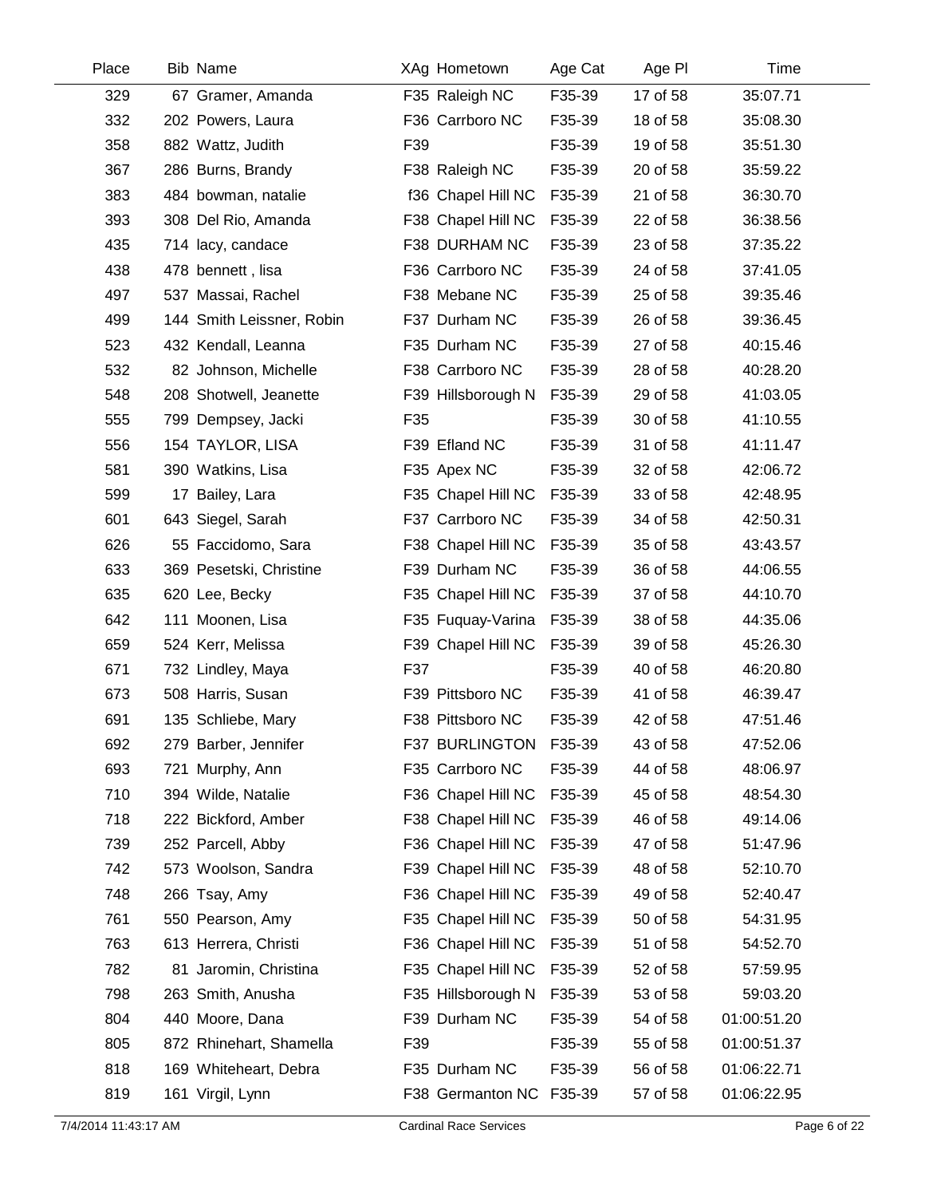| Place | Bib | Name | XAg | Hometown | Age Cat | Age Pl | Time |
|---|---|---|---|---|---|---|---|
| 329 | 67 | Gramer, Amanda | F35 | Raleigh NC | F35-39 | 17 of 58 | 35:07.71 |
| 332 | 202 | Powers, Laura | F36 | Carrboro NC | F35-39 | 18 of 58 | 35:08.30 |
| 358 | 882 | Wattz, Judith | F39 | | F35-39 | 19 of 58 | 35:51.30 |
| 367 | 286 | Burns, Brandy | F38 | Raleigh NC | F35-39 | 20 of 58 | 35:59.22 |
| 383 | 484 | bowman, natalie | f36 | Chapel Hill NC | F35-39 | 21 of 58 | 36:30.70 |
| 393 | 308 | Del Rio, Amanda | F38 | Chapel Hill NC | F35-39 | 22 of 58 | 36:38.56 |
| 435 | 714 | lacy, candace | F38 | DURHAM NC | F35-39 | 23 of 58 | 37:35.22 |
| 438 | 478 | bennett , lisa | F36 | Carrboro NC | F35-39 | 24 of 58 | 37:41.05 |
| 497 | 537 | Massai, Rachel | F38 | Mebane NC | F35-39 | 25 of 58 | 39:35.46 |
| 499 | 144 | Smith Leissner, Robin | F37 | Durham NC | F35-39 | 26 of 58 | 39:36.45 |
| 523 | 432 | Kendall, Leanna | F35 | Durham NC | F35-39 | 27 of 58 | 40:15.46 |
| 532 | 82 | Johnson, Michelle | F38 | Carrboro NC | F35-39 | 28 of 58 | 40:28.20 |
| 548 | 208 | Shotwell, Jeanette | F39 | Hillsborough N | F35-39 | 29 of 58 | 41:03.05 |
| 555 | 799 | Dempsey, Jacki | F35 | | F35-39 | 30 of 58 | 41:10.55 |
| 556 | 154 | TAYLOR, LISA | F39 | Efland NC | F35-39 | 31 of 58 | 41:11.47 |
| 581 | 390 | Watkins, Lisa | F35 | Apex NC | F35-39 | 32 of 58 | 42:06.72 |
| 599 | 17 | Bailey, Lara | F35 | Chapel Hill NC | F35-39 | 33 of 58 | 42:48.95 |
| 601 | 643 | Siegel, Sarah | F37 | Carrboro NC | F35-39 | 34 of 58 | 42:50.31 |
| 626 | 55 | Faccidomo, Sara | F38 | Chapel Hill NC | F35-39 | 35 of 58 | 43:43.57 |
| 633 | 369 | Pesetski, Christine | F39 | Durham NC | F35-39 | 36 of 58 | 44:06.55 |
| 635 | 620 | Lee, Becky | F35 | Chapel Hill NC | F35-39 | 37 of 58 | 44:10.70 |
| 642 | 111 | Moonen, Lisa | F35 | Fuquay-Varina | F35-39 | 38 of 58 | 44:35.06 |
| 659 | 524 | Kerr, Melissa | F39 | Chapel Hill NC | F35-39 | 39 of 58 | 45:26.30 |
| 671 | 732 | Lindley, Maya | F37 | | F35-39 | 40 of 58 | 46:20.80 |
| 673 | 508 | Harris, Susan | F39 | Pittsboro NC | F35-39 | 41 of 58 | 46:39.47 |
| 691 | 135 | Schliebe, Mary | F38 | Pittsboro NC | F35-39 | 42 of 58 | 47:51.46 |
| 692 | 279 | Barber, Jennifer | F37 | BURLINGTON | F35-39 | 43 of 58 | 47:52.06 |
| 693 | 721 | Murphy, Ann | F35 | Carrboro NC | F35-39 | 44 of 58 | 48:06.97 |
| 710 | 394 | Wilde, Natalie | F36 | Chapel Hill NC | F35-39 | 45 of 58 | 48:54.30 |
| 718 | 222 | Bickford, Amber | F38 | Chapel Hill NC | F35-39 | 46 of 58 | 49:14.06 |
| 739 | 252 | Parcell, Abby | F36 | Chapel Hill NC | F35-39 | 47 of 58 | 51:47.96 |
| 742 | 573 | Woolson, Sandra | F39 | Chapel Hill NC | F35-39 | 48 of 58 | 52:10.70 |
| 748 | 266 | Tsay, Amy | F36 | Chapel Hill NC | F35-39 | 49 of 58 | 52:40.47 |
| 761 | 550 | Pearson, Amy | F35 | Chapel Hill NC | F35-39 | 50 of 58 | 54:31.95 |
| 763 | 613 | Herrera, Christi | F36 | Chapel Hill NC | F35-39 | 51 of 58 | 54:52.70 |
| 782 | 81 | Jaromin, Christina | F35 | Chapel Hill NC | F35-39 | 52 of 58 | 57:59.95 |
| 798 | 263 | Smith, Anusha | F35 | Hillsborough N | F35-39 | 53 of 58 | 59:03.20 |
| 804 | 440 | Moore, Dana | F39 | Durham NC | F35-39 | 54 of 58 | 01:00:51.20 |
| 805 | 872 | Rhinehart, Shamella | F39 | | F35-39 | 55 of 58 | 01:00:51.37 |
| 818 | 169 | Whiteheart, Debra | F35 | Durham NC | F35-39 | 56 of 58 | 01:06:22.71 |
| 819 | 161 | Virgil, Lynn | F38 | Germanton NC | F35-39 | 57 of 58 | 01:06:22.95 |

7/4/2014 11:43:17 AM Cardinal Race Services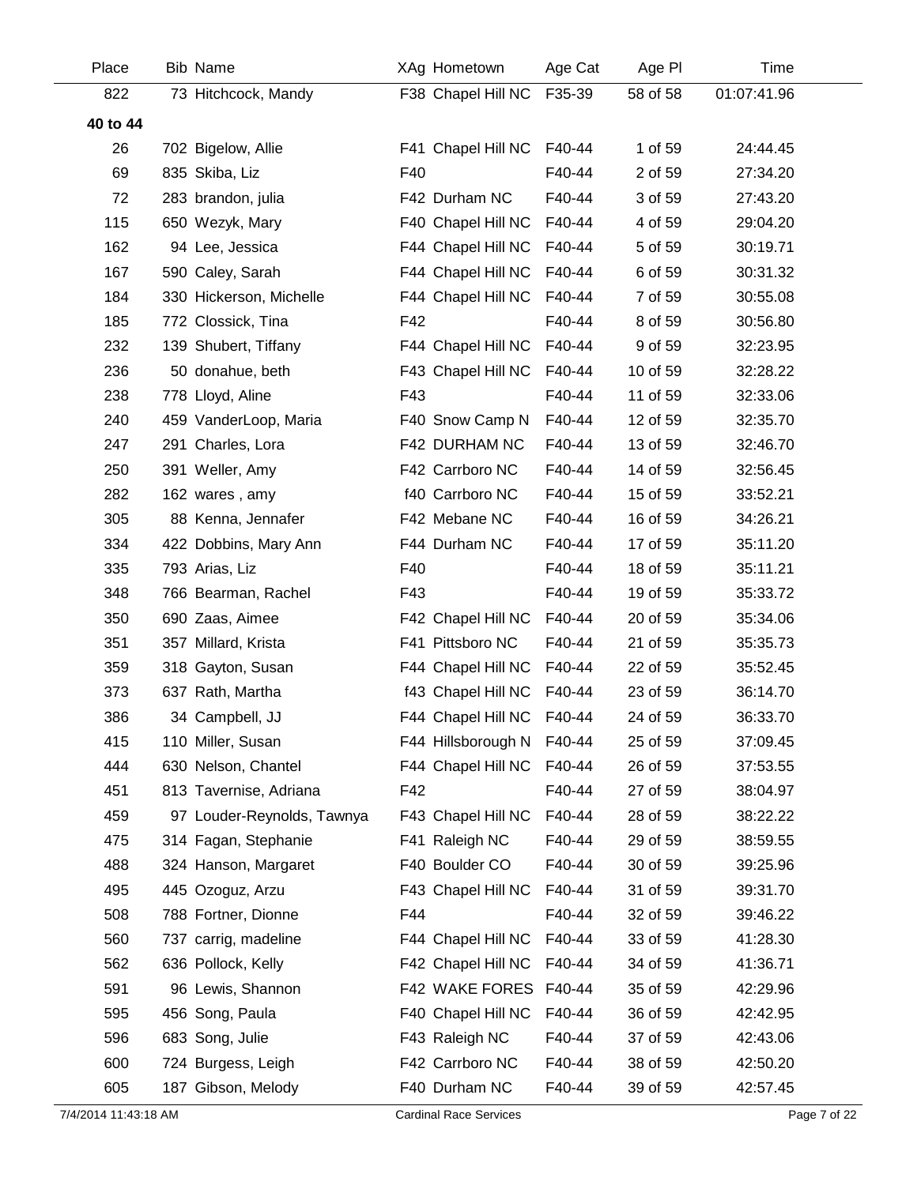| Place | Bib | Name | XAg | Hometown | Age Cat | Age Pl | Time |
|---|---|---|---|---|---|---|---|
| 822 | 73 | Hitchcock, Mandy | F38 | Chapel Hill NC | F35-39 | 58 of 58 | 01:07:41.96 |
| **40 to 44** | | | | | | | |
| 26 | 702 | Bigelow, Allie | F41 | Chapel Hill NC | F40-44 | 1 of 59 | 24:44.45 |
| 69 | 835 | Skiba, Liz | F40 | | F40-44 | 2 of 59 | 27:34.20 |
| 72 | 283 | brandon, julia | F42 | Durham NC | F40-44 | 3 of 59 | 27:43.20 |
| 115 | 650 | Wezyk, Mary | F40 | Chapel Hill NC | F40-44 | 4 of 59 | 29:04.20 |
| 162 | 94 | Lee, Jessica | F44 | Chapel Hill NC | F40-44 | 5 of 59 | 30:19.71 |
| 167 | 590 | Caley, Sarah | F44 | Chapel Hill NC | F40-44 | 6 of 59 | 30:31.32 |
| 184 | 330 | Hickerson, Michelle | F44 | Chapel Hill NC | F40-44 | 7 of 59 | 30:55.08 |
| 185 | 772 | Clossick, Tina | F42 | | F40-44 | 8 of 59 | 30:56.80 |
| 232 | 139 | Shubert, Tiffany | F44 | Chapel Hill NC | F40-44 | 9 of 59 | 32:23.95 |
| 236 | 50 | donahue, beth | F43 | Chapel Hill NC | F40-44 | 10 of 59 | 32:28.22 |
| 238 | 778 | Lloyd, Aline | F43 | | F40-44 | 11 of 59 | 32:33.06 |
| 240 | 459 | VanderLoop, Maria | F40 | Snow Camp N | F40-44 | 12 of 59 | 32:35.70 |
| 247 | 291 | Charles, Lora | F42 | DURHAM NC | F40-44 | 13 of 59 | 32:46.70 |
| 250 | 391 | Weller, Amy | F42 | Carrboro NC | F40-44 | 14 of 59 | 32:56.45 |
| 282 | 162 | wares , amy | f40 | Carrboro NC | F40-44 | 15 of 59 | 33:52.21 |
| 305 | 88 | Kenna, Jennafer | F42 | Mebane NC | F40-44 | 16 of 59 | 34:26.21 |
| 334 | 422 | Dobbins, Mary Ann | F44 | Durham NC | F40-44 | 17 of 59 | 35:11.20 |
| 335 | 793 | Arias, Liz | F40 | | F40-44 | 18 of 59 | 35:11.21 |
| 348 | 766 | Bearman, Rachel | F43 | | F40-44 | 19 of 59 | 35:33.72 |
| 350 | 690 | Zaas, Aimee | F42 | Chapel Hill NC | F40-44 | 20 of 59 | 35:34.06 |
| 351 | 357 | Millard, Krista | F41 | Pittsboro NC | F40-44 | 21 of 59 | 35:35.73 |
| 359 | 318 | Gayton, Susan | F44 | Chapel Hill NC | F40-44 | 22 of 59 | 35:52.45 |
| 373 | 637 | Rath, Martha | f43 | Chapel Hill NC | F40-44 | 23 of 59 | 36:14.70 |
| 386 | 34 | Campbell, JJ | F44 | Chapel Hill NC | F40-44 | 24 of 59 | 36:33.70 |
| 415 | 110 | Miller, Susan | F44 | Hillsborough N | F40-44 | 25 of 59 | 37:09.45 |
| 444 | 630 | Nelson, Chantel | F44 | Chapel Hill NC | F40-44 | 26 of 59 | 37:53.55 |
| 451 | 813 | Tavernise, Adriana | F42 | | F40-44 | 27 of 59 | 38:04.97 |
| 459 | 97 | Louder-Reynolds, Tawnya | F43 | Chapel Hill NC | F40-44 | 28 of 59 | 38:22.22 |
| 475 | 314 | Fagan, Stephanie | F41 | Raleigh NC | F40-44 | 29 of 59 | 38:59.55 |
| 488 | 324 | Hanson, Margaret | F40 | Boulder CO | F40-44 | 30 of 59 | 39:25.96 |
| 495 | 445 | Ozoguz, Arzu | F43 | Chapel Hill NC | F40-44 | 31 of 59 | 39:31.70 |
| 508 | 788 | Fortner, Dionne | F44 | | F40-44 | 32 of 59 | 39:46.22 |
| 560 | 737 | carrig, madeline | F44 | Chapel Hill NC | F40-44 | 33 of 59 | 41:28.30 |
| 562 | 636 | Pollock, Kelly | F42 | Chapel Hill NC | F40-44 | 34 of 59 | 41:36.71 |
| 591 | 96 | Lewis, Shannon | F42 | WAKE FORES | F40-44 | 35 of 59 | 42:29.96 |
| 595 | 456 | Song, Paula | F40 | Chapel Hill NC | F40-44 | 36 of 59 | 42:42.95 |
| 596 | 683 | Song, Julie | F43 | Raleigh NC | F40-44 | 37 of 59 | 42:43.06 |
| 600 | 724 | Burgess, Leigh | F42 | Carrboro NC | F40-44 | 38 of 59 | 42:50.20 |
| 605 | 187 | Gibson, Melody | F40 | Durham NC | F40-44 | 39 of 59 | 42:57.45 |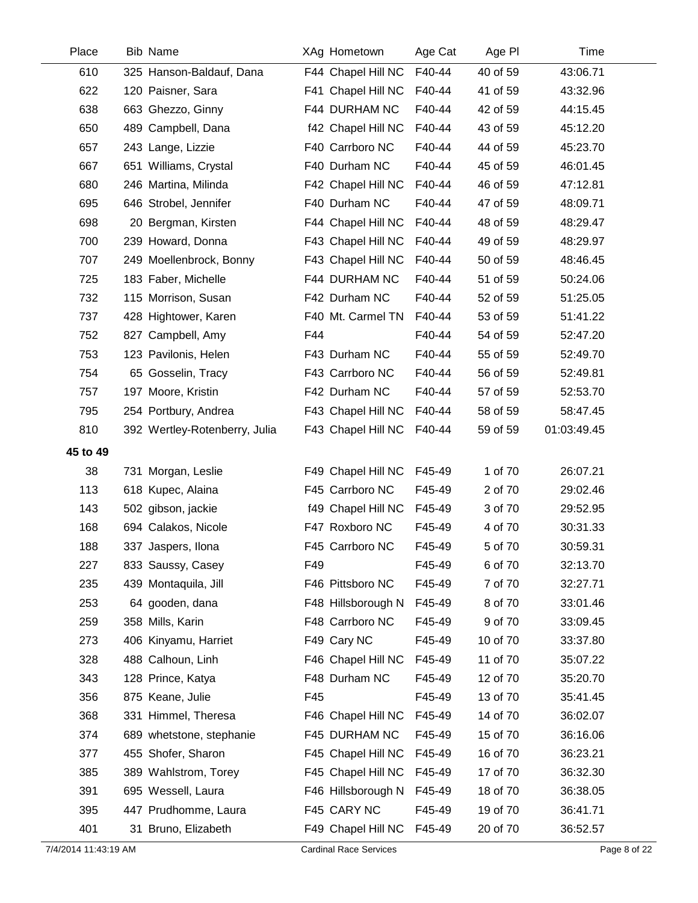| Place | Bib | Name | XAg | Hometown | Age Cat | Age Pl | Time |
|---|---|---|---|---|---|---|---|
| 610 | 325 | Hanson-Baldauf, Dana | F44 | Chapel Hill NC | F40-44 | 40 of 59 | 43:06.71 |
| 622 | 120 | Paisner, Sara | F41 | Chapel Hill NC | F40-44 | 41 of 59 | 43:32.96 |
| 638 | 663 | Ghezzo, Ginny | F44 | DURHAM NC | F40-44 | 42 of 59 | 44:15.45 |
| 650 | 489 | Campbell, Dana | f42 | Chapel Hill NC | F40-44 | 43 of 59 | 45:12.20 |
| 657 | 243 | Lange, Lizzie | F40 | Carrboro NC | F40-44 | 44 of 59 | 45:23.70 |
| 667 | 651 | Williams, Crystal | F40 | Durham NC | F40-44 | 45 of 59 | 46:01.45 |
| 680 | 246 | Martina, Milinda | F42 | Chapel Hill NC | F40-44 | 46 of 59 | 47:12.81 |
| 695 | 646 | Strobel, Jennifer | F40 | Durham NC | F40-44 | 47 of 59 | 48:09.71 |
| 698 | 20 | Bergman, Kirsten | F44 | Chapel Hill NC | F40-44 | 48 of 59 | 48:29.47 |
| 700 | 239 | Howard, Donna | F43 | Chapel Hill NC | F40-44 | 49 of 59 | 48:29.97 |
| 707 | 249 | Moellenbrock, Bonny | F43 | Chapel Hill NC | F40-44 | 50 of 59 | 48:46.45 |
| 725 | 183 | Faber, Michelle | F44 | DURHAM NC | F40-44 | 51 of 59 | 50:24.06 |
| 732 | 115 | Morrison, Susan | F42 | Durham NC | F40-44 | 52 of 59 | 51:25.05 |
| 737 | 428 | Hightower, Karen | F40 | Mt. Carmel TN | F40-44 | 53 of 59 | 51:41.22 |
| 752 | 827 | Campbell, Amy | F44 | | F40-44 | 54 of 59 | 52:47.20 |
| 753 | 123 | Pavilonis, Helen | F43 | Durham NC | F40-44 | 55 of 59 | 52:49.70 |
| 754 | 65 | Gosselin, Tracy | F43 | Carrboro NC | F40-44 | 56 of 59 | 52:49.81 |
| 757 | 197 | Moore, Kristin | F42 | Durham NC | F40-44 | 57 of 59 | 52:53.70 |
| 795 | 254 | Portbury, Andrea | F43 | Chapel Hill NC | F40-44 | 58 of 59 | 58:47.45 |
| 810 | 392 | Wertley-Rotenberry, Julia | F43 | Chapel Hill NC | F40-44 | 59 of 59 | 01:03:49.45 |
| **45 to 49** | | | | | | | |
| 38 | 731 | Morgan, Leslie | F49 | Chapel Hill NC | F45-49 | 1 of 70 | 26:07.21 |
| 113 | 618 | Kupec, Alaina | F45 | Carrboro NC | F45-49 | 2 of 70 | 29:02.46 |
| 143 | 502 | gibson, jackie | f49 | Chapel Hill NC | F45-49 | 3 of 70 | 29:52.95 |
| 168 | 694 | Calakos, Nicole | F47 | Roxboro NC | F45-49 | 4 of 70 | 30:31.33 |
| 188 | 337 | Jaspers, Ilona | F45 | Carrboro NC | F45-49 | 5 of 70 | 30:59.31 |
| 227 | 833 | Saussy, Casey | F49 | | F45-49 | 6 of 70 | 32:13.70 |
| 235 | 439 | Montaquila, Jill | F46 | Pittsboro NC | F45-49 | 7 of 70 | 32:27.71 |
| 253 | 64 | gooden, dana | F48 | Hillsborough N | F45-49 | 8 of 70 | 33:01.46 |
| 259 | 358 | Mills, Karin | F48 | Carrboro NC | F45-49 | 9 of 70 | 33:09.45 |
| 273 | 406 | Kinyamu, Harriet | F49 | Cary NC | F45-49 | 10 of 70 | 33:37.80 |
| 328 | 488 | Calhoun, Linh | F46 | Chapel Hill NC | F45-49 | 11 of 70 | 35:07.22 |
| 343 | 128 | Prince, Katya | F48 | Durham NC | F45-49 | 12 of 70 | 35:20.70 |
| 356 | 875 | Keane, Julie | F45 | | F45-49 | 13 of 70 | 35:41.45 |
| 368 | 331 | Himmel, Theresa | F46 | Chapel Hill NC | F45-49 | 14 of 70 | 36:02.07 |
| 374 | 689 | whetstone, stephanie | F45 | DURHAM NC | F45-49 | 15 of 70 | 36:16.06 |
| 377 | 455 | Shofer, Sharon | F45 | Chapel Hill NC | F45-49 | 16 of 70 | 36:23.21 |
| 385 | 389 | Wahlstrom, Torey | F45 | Chapel Hill NC | F45-49 | 17 of 70 | 36:32.30 |
| 391 | 695 | Wessell, Laura | F46 | Hillsborough N | F45-49 | 18 of 70 | 36:38.05 |
| 395 | 447 | Prudhomme, Laura | F45 | CARY NC | F45-49 | 19 of 70 | 36:41.71 |
| 401 | 31 | Bruno, Elizabeth | F49 | Chapel Hill NC | F45-49 | 20 of 70 | 36:52.57 |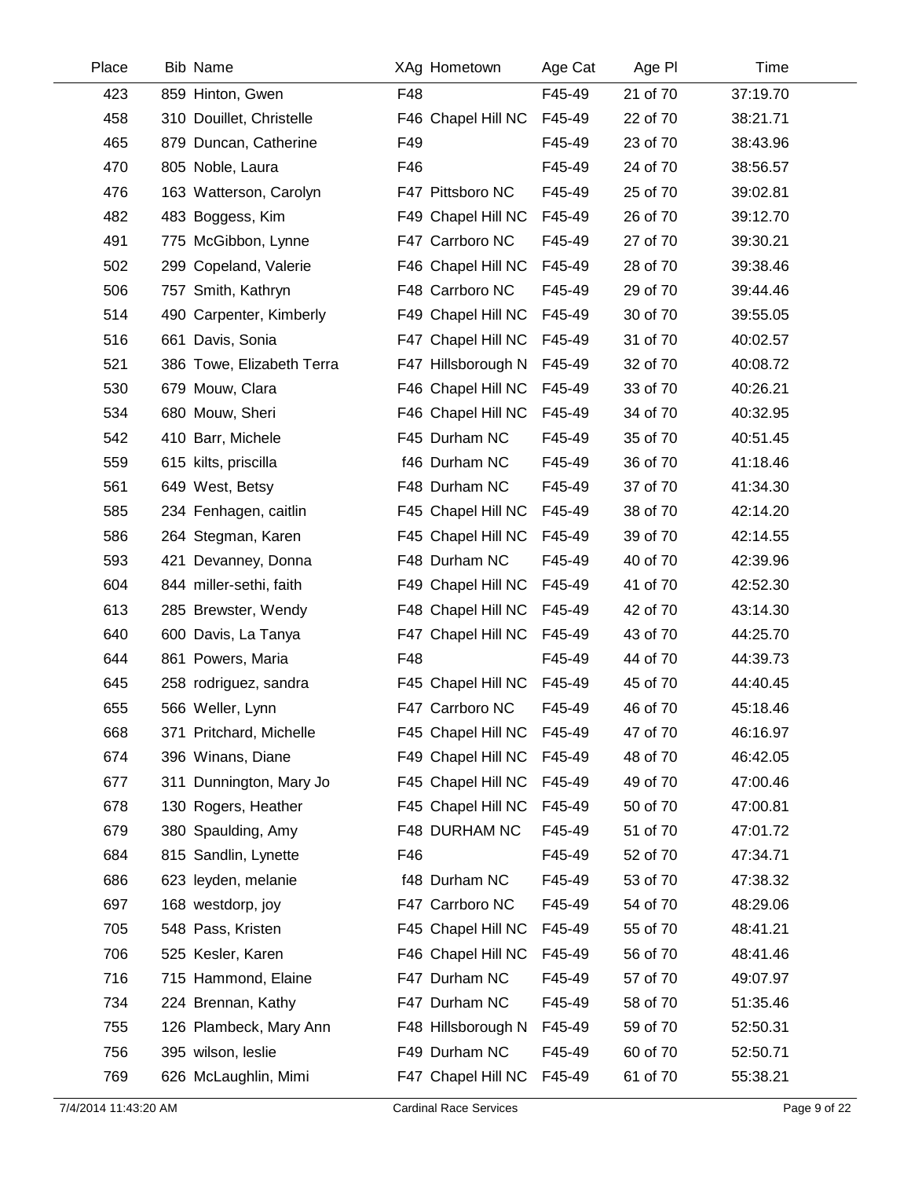| Place | Bib | Name | XAg | Hometown | Age Cat | Age Pl | Time |
|---|---|---|---|---|---|---|---|
| 423 | 859 | Hinton, Gwen | F48 | | F45-49 | 21 of 70 | 37:19.70 |
| 458 | 310 | Douillet, Christelle | F46 | Chapel Hill NC | F45-49 | 22 of 70 | 38:21.71 |
| 465 | 879 | Duncan, Catherine | F49 | | F45-49 | 23 of 70 | 38:43.96 |
| 470 | 805 | Noble, Laura | F46 | | F45-49 | 24 of 70 | 38:56.57 |
| 476 | 163 | Watterson, Carolyn | F47 | Pittsboro NC | F45-49 | 25 of 70 | 39:02.81 |
| 482 | 483 | Boggess, Kim | F49 | Chapel Hill NC | F45-49 | 26 of 70 | 39:12.70 |
| 491 | 775 | McGibbon, Lynne | F47 | Carrboro NC | F45-49 | 27 of 70 | 39:30.21 |
| 502 | 299 | Copeland, Valerie | F46 | Chapel Hill NC | F45-49 | 28 of 70 | 39:38.46 |
| 506 | 757 | Smith, Kathryn | F48 | Carrboro NC | F45-49 | 29 of 70 | 39:44.46 |
| 514 | 490 | Carpenter, Kimberly | F49 | Chapel Hill NC | F45-49 | 30 of 70 | 39:55.05 |
| 516 | 661 | Davis, Sonia | F47 | Chapel Hill NC | F45-49 | 31 of 70 | 40:02.57 |
| 521 | 386 | Towe, Elizabeth Terra | F47 | Hillsborough N | F45-49 | 32 of 70 | 40:08.72 |
| 530 | 679 | Mouw, Clara | F46 | Chapel Hill NC | F45-49 | 33 of 70 | 40:26.21 |
| 534 | 680 | Mouw, Sheri | F46 | Chapel Hill NC | F45-49 | 34 of 70 | 40:32.95 |
| 542 | 410 | Barr, Michele | F45 | Durham NC | F45-49 | 35 of 70 | 40:51.45 |
| 559 | 615 | kilts, priscilla | f46 | Durham NC | F45-49 | 36 of 70 | 41:18.46 |
| 561 | 649 | West, Betsy | F48 | Durham NC | F45-49 | 37 of 70 | 41:34.30 |
| 585 | 234 | Fenhagen, caitlin | F45 | Chapel Hill NC | F45-49 | 38 of 70 | 42:14.20 |
| 586 | 264 | Stegman, Karen | F45 | Chapel Hill NC | F45-49 | 39 of 70 | 42:14.55 |
| 593 | 421 | Devanney, Donna | F48 | Durham NC | F45-49 | 40 of 70 | 42:39.96 |
| 604 | 844 | miller-sethi, faith | F49 | Chapel Hill NC | F45-49 | 41 of 70 | 42:52.30 |
| 613 | 285 | Brewster, Wendy | F48 | Chapel Hill NC | F45-49 | 42 of 70 | 43:14.30 |
| 640 | 600 | Davis, La Tanya | F47 | Chapel Hill NC | F45-49 | 43 of 70 | 44:25.70 |
| 644 | 861 | Powers, Maria | F48 | | F45-49 | 44 of 70 | 44:39.73 |
| 645 | 258 | rodriguez, sandra | F45 | Chapel Hill NC | F45-49 | 45 of 70 | 44:40.45 |
| 655 | 566 | Weller, Lynn | F47 | Carrboro NC | F45-49 | 46 of 70 | 45:18.46 |
| 668 | 371 | Pritchard, Michelle | F45 | Chapel Hill NC | F45-49 | 47 of 70 | 46:16.97 |
| 674 | 396 | Winans, Diane | F49 | Chapel Hill NC | F45-49 | 48 of 70 | 46:42.05 |
| 677 | 311 | Dunnington, Mary Jo | F45 | Chapel Hill NC | F45-49 | 49 of 70 | 47:00.46 |
| 678 | 130 | Rogers, Heather | F45 | Chapel Hill NC | F45-49 | 50 of 70 | 47:00.81 |
| 679 | 380 | Spaulding, Amy | F48 | DURHAM NC | F45-49 | 51 of 70 | 47:01.72 |
| 684 | 815 | Sandlin, Lynette | F46 | | F45-49 | 52 of 70 | 47:34.71 |
| 686 | 623 | leyden, melanie | f48 | Durham NC | F45-49 | 53 of 70 | 47:38.32 |
| 697 | 168 | westdorp, joy | F47 | Carrboro NC | F45-49 | 54 of 70 | 48:29.06 |
| 705 | 548 | Pass, Kristen | F45 | Chapel Hill NC | F45-49 | 55 of 70 | 48:41.21 |
| 706 | 525 | Kesler, Karen | F46 | Chapel Hill NC | F45-49 | 56 of 70 | 48:41.46 |
| 716 | 715 | Hammond, Elaine | F47 | Durham NC | F45-49 | 57 of 70 | 49:07.97 |
| 734 | 224 | Brennan, Kathy | F47 | Durham NC | F45-49 | 58 of 70 | 51:35.46 |
| 755 | 126 | Plambeck, Mary Ann | F48 | Hillsborough N | F45-49 | 59 of 70 | 52:50.31 |
| 756 | 395 | wilson, leslie | F49 | Durham NC | F45-49 | 60 of 70 | 52:50.71 |
| 769 | 626 | McLaughlin, Mimi | F47 | Chapel Hill NC | F45-49 | 61 of 70 | 55:38.21 |

7/4/2014 11:43:20 AM — Cardinal Race Services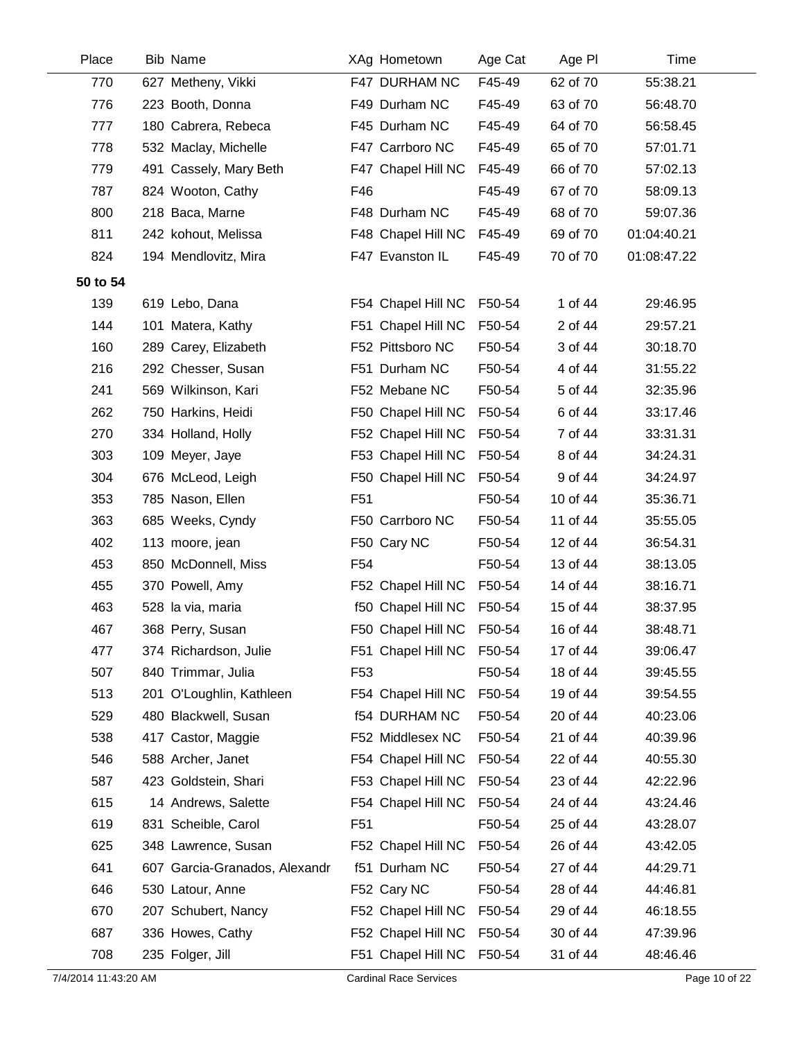| Place | Bib | Name | XAg | Hometown | Age Cat | Age Pl | Time |
|---|---|---|---|---|---|---|---|
| 770 | 627 | Metheny, Vikki | F47 | DURHAM NC | F45-49 | 62 of 70 | 55:38.21 |
| 776 | 223 | Booth, Donna | F49 | Durham NC | F45-49 | 63 of 70 | 56:48.70 |
| 777 | 180 | Cabrera, Rebeca | F45 | Durham NC | F45-49 | 64 of 70 | 56:58.45 |
| 778 | 532 | Maclay, Michelle | F47 | Carrboro NC | F45-49 | 65 of 70 | 57:01.71 |
| 779 | 491 | Cassely, Mary Beth | F47 | Chapel Hill NC | F45-49 | 66 of 70 | 57:02.13 |
| 787 | 824 | Wooton, Cathy | F46 | | F45-49 | 67 of 70 | 58:09.13 |
| 800 | 218 | Baca, Marne | F48 | Durham NC | F45-49 | 68 of 70 | 59:07.36 |
| 811 | 242 | kohout, Melissa | F48 | Chapel Hill NC | F45-49 | 69 of 70 | 01:04:40.21 |
| 824 | 194 | Mendlovitz, Mira | F47 | Evanston IL | F45-49 | 70 of 70 | 01:08:47.22 |
| **50 to 54** | | | | | | | |
| 139 | 619 | Lebo, Dana | F54 | Chapel Hill NC | F50-54 | 1 of 44 | 29:46.95 |
| 144 | 101 | Matera, Kathy | F51 | Chapel Hill NC | F50-54 | 2 of 44 | 29:57.21 |
| 160 | 289 | Carey, Elizabeth | F52 | Pittsboro NC | F50-54 | 3 of 44 | 30:18.70 |
| 216 | 292 | Chesser, Susan | F51 | Durham NC | F50-54 | 4 of 44 | 31:55.22 |
| 241 | 569 | Wilkinson, Kari | F52 | Mebane NC | F50-54 | 5 of 44 | 32:35.96 |
| 262 | 750 | Harkins, Heidi | F50 | Chapel Hill NC | F50-54 | 6 of 44 | 33:17.46 |
| 270 | 334 | Holland, Holly | F52 | Chapel Hill NC | F50-54 | 7 of 44 | 33:31.31 |
| 303 | 109 | Meyer, Jaye | F53 | Chapel Hill NC | F50-54 | 8 of 44 | 34:24.31 |
| 304 | 676 | McLeod, Leigh | F50 | Chapel Hill NC | F50-54 | 9 of 44 | 34:24.97 |
| 353 | 785 | Nason, Ellen | F51 | | F50-54 | 10 of 44 | 35:36.71 |
| 363 | 685 | Weeks, Cyndy | F50 | Carrboro NC | F50-54 | 11 of 44 | 35:55.05 |
| 402 | 113 | moore, jean | F50 | Cary NC | F50-54 | 12 of 44 | 36:54.31 |
| 453 | 850 | McDonnell, Miss | F54 | | F50-54 | 13 of 44 | 38:13.05 |
| 455 | 370 | Powell, Amy | F52 | Chapel Hill NC | F50-54 | 14 of 44 | 38:16.71 |
| 463 | 528 | la via, maria | f50 | Chapel Hill NC | F50-54 | 15 of 44 | 38:37.95 |
| 467 | 368 | Perry, Susan | F50 | Chapel Hill NC | F50-54 | 16 of 44 | 38:48.71 |
| 477 | 374 | Richardson, Julie | F51 | Chapel Hill NC | F50-54 | 17 of 44 | 39:06.47 |
| 507 | 840 | Trimmar, Julia | F53 | | F50-54 | 18 of 44 | 39:45.55 |
| 513 | 201 | O'Loughlin, Kathleen | F54 | Chapel Hill NC | F50-54 | 19 of 44 | 39:54.55 |
| 529 | 480 | Blackwell, Susan | f54 | DURHAM NC | F50-54 | 20 of 44 | 40:23.06 |
| 538 | 417 | Castor, Maggie | F52 | Middlesex NC | F50-54 | 21 of 44 | 40:39.96 |
| 546 | 588 | Archer, Janet | F54 | Chapel Hill NC | F50-54 | 22 of 44 | 40:55.30 |
| 587 | 423 | Goldstein, Shari | F53 | Chapel Hill NC | F50-54 | 23 of 44 | 42:22.96 |
| 615 | 14 | Andrews, Salette | F54 | Chapel Hill NC | F50-54 | 24 of 44 | 43:24.46 |
| 619 | 831 | Scheible, Carol | F51 | | F50-54 | 25 of 44 | 43:28.07 |
| 625 | 348 | Lawrence, Susan | F52 | Chapel Hill NC | F50-54 | 26 of 44 | 43:42.05 |
| 641 | 607 | Garcia-Granados, Alexandr | f51 | Durham NC | F50-54 | 27 of 44 | 44:29.71 |
| 646 | 530 | Latour, Anne | F52 | Cary NC | F50-54 | 28 of 44 | 44:46.81 |
| 670 | 207 | Schubert, Nancy | F52 | Chapel Hill NC | F50-54 | 29 of 44 | 46:18.55 |
| 687 | 336 | Howes, Cathy | F52 | Chapel Hill NC | F50-54 | 30 of 44 | 47:39.96 |
| 708 | 235 | Folger, Jill | F51 | Chapel Hill NC | F50-54 | 31 of 44 | 48:46.46 |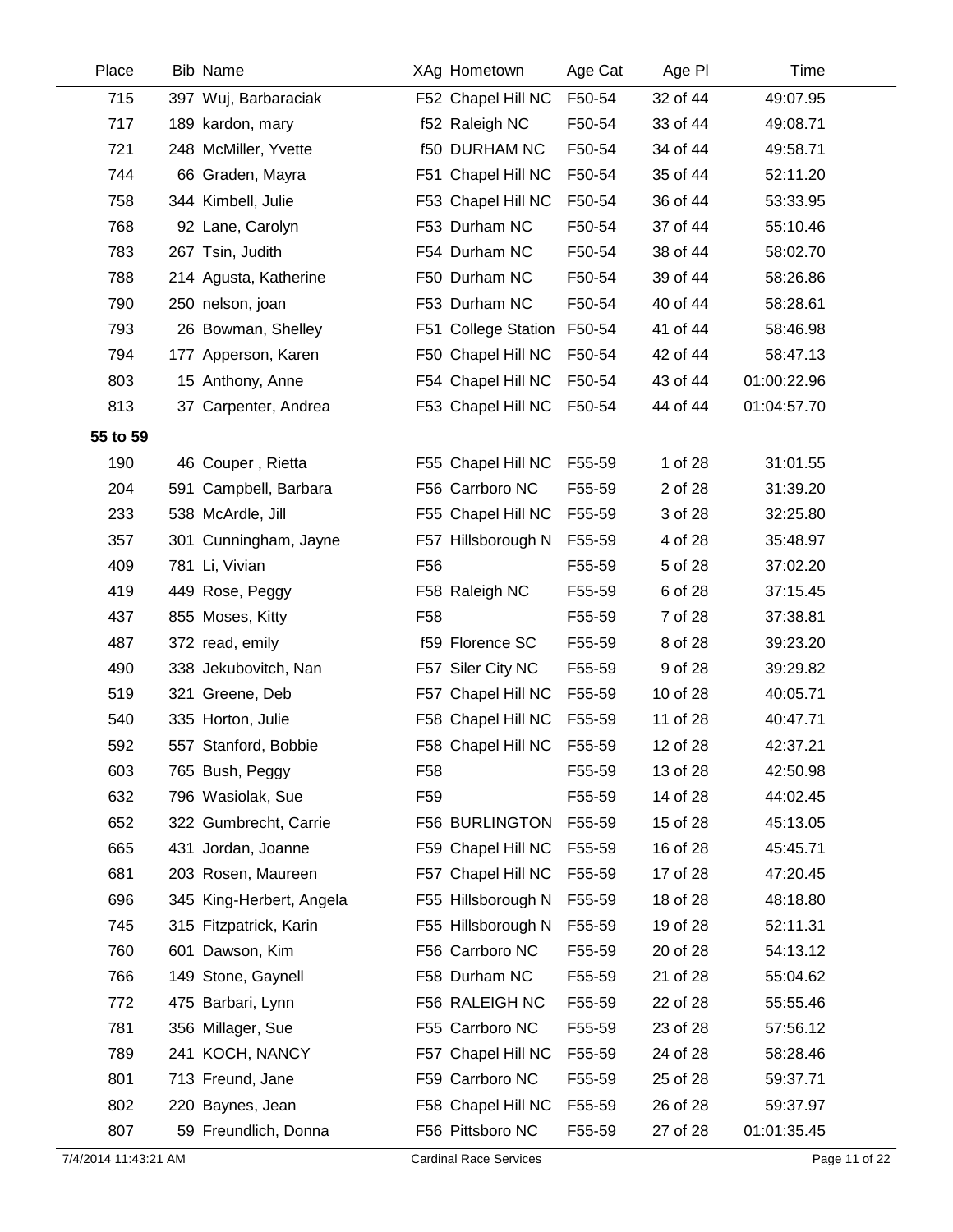| Place | Bib | Name | XAg | Hometown | Age Cat | Age Pl | Time |
|---|---|---|---|---|---|---|---|
| 715 | 397 | Wuj, Barbaraciak | F52 | Chapel Hill NC | F50-54 | 32 of 44 | 49:07.95 |
| 717 | 189 | kardon, mary | f52 | Raleigh NC | F50-54 | 33 of 44 | 49:08.71 |
| 721 | 248 | McMiller, Yvette | f50 | DURHAM NC | F50-54 | 34 of 44 | 49:58.71 |
| 744 | 66 | Graden, Mayra | F51 | Chapel Hill NC | F50-54 | 35 of 44 | 52:11.20 |
| 758 | 344 | Kimbell, Julie | F53 | Chapel Hill NC | F50-54 | 36 of 44 | 53:33.95 |
| 768 | 92 | Lane, Carolyn | F53 | Durham NC | F50-54 | 37 of 44 | 55:10.46 |
| 783 | 267 | Tsin, Judith | F54 | Durham NC | F50-54 | 38 of 44 | 58:02.70 |
| 788 | 214 | Agusta, Katherine | F50 | Durham NC | F50-54 | 39 of 44 | 58:26.86 |
| 790 | 250 | nelson, joan | F53 | Durham NC | F50-54 | 40 of 44 | 58:28.61 |
| 793 | 26 | Bowman, Shelley | F51 | College Station | F50-54 | 41 of 44 | 58:46.98 |
| 794 | 177 | Apperson, Karen | F50 | Chapel Hill NC | F50-54 | 42 of 44 | 58:47.13 |
| 803 | 15 | Anthony, Anne | F54 | Chapel Hill NC | F50-54 | 43 of 44 | 01:00:22.96 |
| 813 | 37 | Carpenter, Andrea | F53 | Chapel Hill NC | F50-54 | 44 of 44 | 01:04:57.70 |
| **55 to 59** | | | | | | | |
| 190 | 46 | Couper , Rietta | F55 | Chapel Hill NC | F55-59 | 1 of 28 | 31:01.55 |
| 204 | 591 | Campbell, Barbara | F56 | Carrboro NC | F55-59 | 2 of 28 | 31:39.20 |
| 233 | 538 | McArdle, Jill | F55 | Chapel Hill NC | F55-59 | 3 of 28 | 32:25.80 |
| 357 | 301 | Cunningham, Jayne | F57 | Hillsborough N | F55-59 | 4 of 28 | 35:48.97 |
| 409 | 781 | Li, Vivian | F56 | | F55-59 | 5 of 28 | 37:02.20 |
| 419 | 449 | Rose, Peggy | F58 | Raleigh NC | F55-59 | 6 of 28 | 37:15.45 |
| 437 | 855 | Moses, Kitty | F58 | | F55-59 | 7 of 28 | 37:38.81 |
| 487 | 372 | read, emily | f59 | Florence SC | F55-59 | 8 of 28 | 39:23.20 |
| 490 | 338 | Jekubovitch, Nan | F57 | Siler City NC | F55-59 | 9 of 28 | 39:29.82 |
| 519 | 321 | Greene, Deb | F57 | Chapel Hill NC | F55-59 | 10 of 28 | 40:05.71 |
| 540 | 335 | Horton, Julie | F58 | Chapel Hill NC | F55-59 | 11 of 28 | 40:47.71 |
| 592 | 557 | Stanford, Bobbie | F58 | Chapel Hill NC | F55-59 | 12 of 28 | 42:37.21 |
| 603 | 765 | Bush, Peggy | F58 | | F55-59 | 13 of 28 | 42:50.98 |
| 632 | 796 | Wasiolak, Sue | F59 | | F55-59 | 14 of 28 | 44:02.45 |
| 652 | 322 | Gumbrecht, Carrie | F56 | BURLINGTON | F55-59 | 15 of 28 | 45:13.05 |
| 665 | 431 | Jordan, Joanne | F59 | Chapel Hill NC | F55-59 | 16 of 28 | 45:45.71 |
| 681 | 203 | Rosen, Maureen | F57 | Chapel Hill NC | F55-59 | 17 of 28 | 47:20.45 |
| 696 | 345 | King-Herbert, Angela | F55 | Hillsborough N | F55-59 | 18 of 28 | 48:18.80 |
| 745 | 315 | Fitzpatrick, Karin | F55 | Hillsborough N | F55-59 | 19 of 28 | 52:11.31 |
| 760 | 601 | Dawson, Kim | F56 | Carrboro NC | F55-59 | 20 of 28 | 54:13.12 |
| 766 | 149 | Stone, Gaynell | F58 | Durham NC | F55-59 | 21 of 28 | 55:04.62 |
| 772 | 475 | Barbari, Lynn | F56 | RALEIGH NC | F55-59 | 22 of 28 | 55:55.46 |
| 781 | 356 | Millager, Sue | F55 | Carrboro NC | F55-59 | 23 of 28 | 57:56.12 |
| 789 | 241 | KOCH, NANCY | F57 | Chapel Hill NC | F55-59 | 24 of 28 | 58:28.46 |
| 801 | 713 | Freund, Jane | F59 | Carrboro NC | F55-59 | 25 of 28 | 59:37.71 |
| 802 | 220 | Baynes, Jean | F58 | Chapel Hill NC | F55-59 | 26 of 28 | 59:37.97 |
| 807 | 59 | Freundlich, Donna | F56 | Pittsboro NC | F55-59 | 27 of 28 | 01:01:35.45 |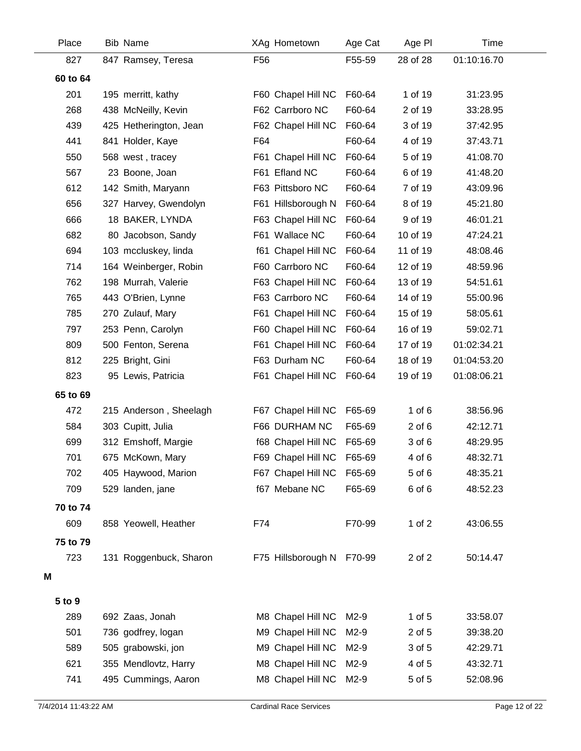| Place | Bib | Name | XAg | Hometown | Age Cat | Age Pl | Time |
|---|---|---|---|---|---|---|---|
| 827 | 847 | Ramsey, Teresa | F56 | | F55-59 | 28 of 28 | 01:10:16.70 |
| **60 to 64** | | | | | | | |
| 201 | 195 | merritt, kathy | F60 | Chapel Hill NC | F60-64 | 1 of 19 | 31:23.95 |
| 268 | 438 | McNeilly, Kevin | F62 | Carrboro NC | F60-64 | 2 of 19 | 33:28.95 |
| 439 | 425 | Hetherington, Jean | F62 | Chapel Hill NC | F60-64 | 3 of 19 | 37:42.95 |
| 441 | 841 | Holder, Kaye | F64 | | F60-64 | 4 of 19 | 37:43.71 |
| 550 | 568 | west , tracey | F61 | Chapel Hill NC | F60-64 | 5 of 19 | 41:08.70 |
| 567 | 23 | Boone, Joan | F61 | Efland NC | F60-64 | 6 of 19 | 41:48.20 |
| 612 | 142 | Smith, Maryann | F63 | Pittsboro NC | F60-64 | 7 of 19 | 43:09.96 |
| 656 | 327 | Harvey, Gwendolyn | F61 | Hillsborough N | F60-64 | 8 of 19 | 45:21.80 |
| 666 | 18 | BAKER, LYNDA | F63 | Chapel Hill NC | F60-64 | 9 of 19 | 46:01.21 |
| 682 | 80 | Jacobson, Sandy | F61 | Wallace NC | F60-64 | 10 of 19 | 47:24.21 |
| 694 | 103 | mccluskey, linda | f61 | Chapel Hill NC | F60-64 | 11 of 19 | 48:08.46 |
| 714 | 164 | Weinberger, Robin | F60 | Carrboro NC | F60-64 | 12 of 19 | 48:59.96 |
| 762 | 198 | Murrah, Valerie | F63 | Chapel Hill NC | F60-64 | 13 of 19 | 54:51.61 |
| 765 | 443 | O'Brien, Lynne | F63 | Carrboro NC | F60-64 | 14 of 19 | 55:00.96 |
| 785 | 270 | Zulauf, Mary | F61 | Chapel Hill NC | F60-64 | 15 of 19 | 58:05.61 |
| 797 | 253 | Penn, Carolyn | F60 | Chapel Hill NC | F60-64 | 16 of 19 | 59:02.71 |
| 809 | 500 | Fenton, Serena | F61 | Chapel Hill NC | F60-64 | 17 of 19 | 01:02:34.21 |
| 812 | 225 | Bright, Gini | F63 | Durham NC | F60-64 | 18 of 19 | 01:04:53.20 |
| 823 | 95 | Lewis, Patricia | F61 | Chapel Hill NC | F60-64 | 19 of 19 | 01:08:06.21 |
| **65 to 69** | | | | | | | |
| 472 | 215 | Anderson , Sheelagh | F67 | Chapel Hill NC | F65-69 | 1 of 6 | 38:56.96 |
| 584 | 303 | Cupitt, Julia | F66 | DURHAM NC | F65-69 | 2 of 6 | 42:12.71 |
| 699 | 312 | Emshoff, Margie | f68 | Chapel Hill NC | F65-69 | 3 of 6 | 48:29.95 |
| 701 | 675 | McKown, Mary | F69 | Chapel Hill NC | F65-69 | 4 of 6 | 48:32.71 |
| 702 | 405 | Haywood, Marion | F67 | Chapel Hill NC | F65-69 | 5 of 6 | 48:35.21 |
| 709 | 529 | landen, jane | f67 | Mebane NC | F65-69 | 6 of 6 | 48:52.23 |
| **70 to 74** | | | | | | | |
| 609 | 858 | Yeowell, Heather | F74 | | F70-99 | 1 of 2 | 43:06.55 |
| **75 to 79** | | | | | | | |
| 723 | 131 | Roggenbuck, Sharon | F75 | Hillsborough N | F70-99 | 2 of 2 | 50:14.47 |
| **M** | | | | | | | |
| **5 to 9** | | | | | | | |
| 289 | 692 | Zaas, Jonah | M8 | Chapel Hill NC | M2-9 | 1 of 5 | 33:58.07 |
| 501 | 736 | godfrey, logan | M9 | Chapel Hill NC | M2-9 | 2 of 5 | 39:38.20 |
| 589 | 505 | grabowski, jon | M9 | Chapel Hill NC | M2-9 | 3 of 5 | 42:29.71 |
| 621 | 355 | Mendlovtz, Harry | M8 | Chapel Hill NC | M2-9 | 4 of 5 | 43:32.71 |
| 741 | 495 | Cummings, Aaron | M8 | Chapel Hill NC | M2-9 | 5 of 5 | 52:08.96 |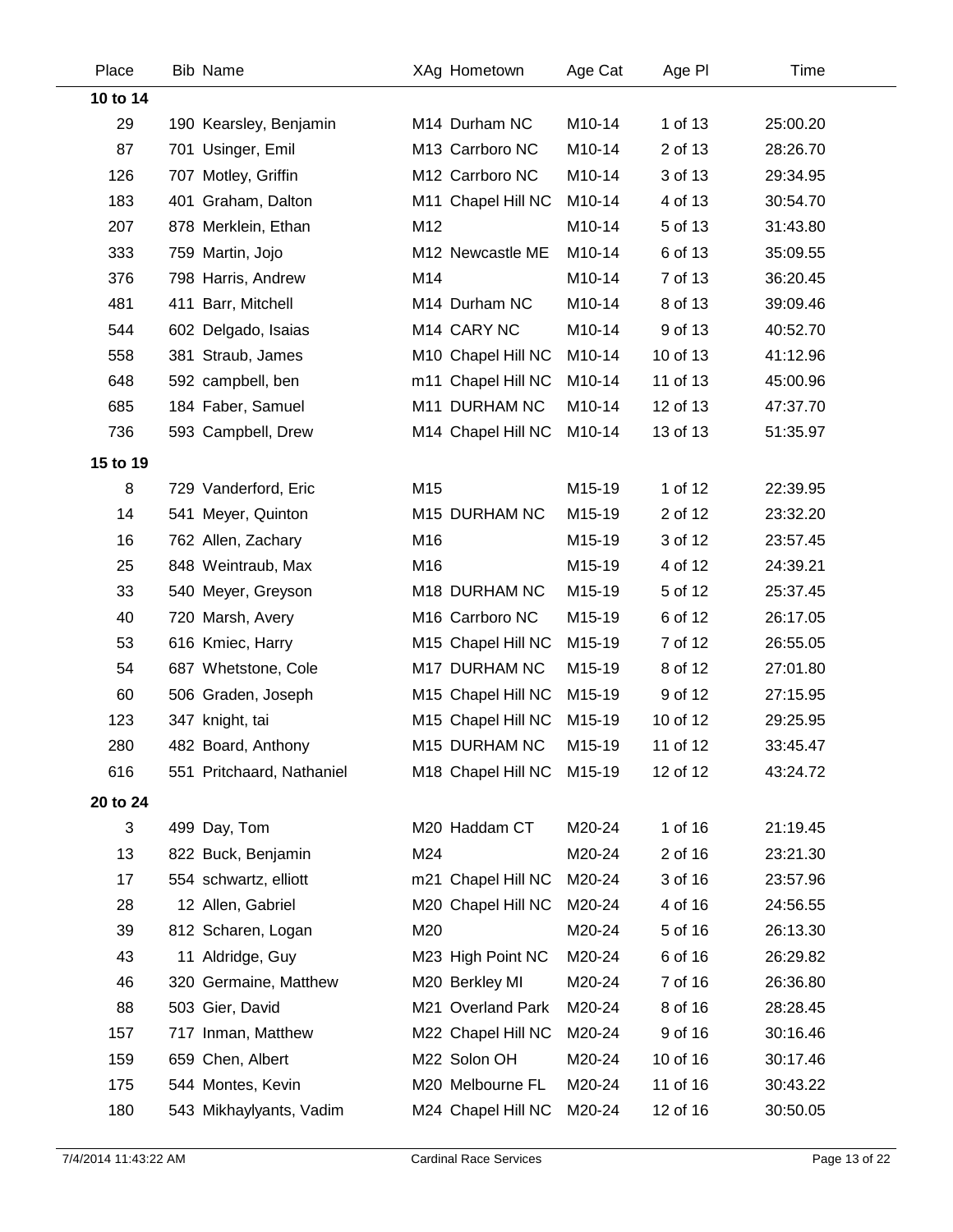| Place | Bib | Name | XAg | Hometown | Age Cat | Age Pl | Time |
|---|---|---|---|---|---|---|---|
| **10 to 14** | | | | | | | |
| 29 | 190 | Kearsley, Benjamin | M14 | Durham NC | M10-14 | 1 of 13 | 25:00.20 |
| 87 | 701 | Usinger, Emil | M13 | Carrboro NC | M10-14 | 2 of 13 | 28:26.70 |
| 126 | 707 | Motley, Griffin | M12 | Carrboro NC | M10-14 | 3 of 13 | 29:34.95 |
| 183 | 401 | Graham, Dalton | M11 | Chapel Hill NC | M10-14 | 4 of 13 | 30:54.70 |
| 207 | 878 | Merklein, Ethan | M12 | | M10-14 | 5 of 13 | 31:43.80 |
| 333 | 759 | Martin, Jojo | M12 | Newcastle ME | M10-14 | 6 of 13 | 35:09.55 |
| 376 | 798 | Harris, Andrew | M14 | | M10-14 | 7 of 13 | 36:20.45 |
| 481 | 411 | Barr, Mitchell | M14 | Durham NC | M10-14 | 8 of 13 | 39:09.46 |
| 544 | 602 | Delgado, Isaias | M14 | CARY NC | M10-14 | 9 of 13 | 40:52.70 |
| 558 | 381 | Straub, James | M10 | Chapel Hill NC | M10-14 | 10 of 13 | 41:12.96 |
| 648 | 592 | campbell, ben | m11 | Chapel Hill NC | M10-14 | 11 of 13 | 45:00.96 |
| 685 | 184 | Faber, Samuel | M11 | DURHAM NC | M10-14 | 12 of 13 | 47:37.70 |
| 736 | 593 | Campbell, Drew | M14 | Chapel Hill NC | M10-14 | 13 of 13 | 51:35.97 |
| **15 to 19** | | | | | | | |
| 8 | 729 | Vanderford, Eric | M15 | | M15-19 | 1 of 12 | 22:39.95 |
| 14 | 541 | Meyer, Quinton | M15 | DURHAM NC | M15-19 | 2 of 12 | 23:32.20 |
| 16 | 762 | Allen, Zachary | M16 | | M15-19 | 3 of 12 | 23:57.45 |
| 25 | 848 | Weintraub, Max | M16 | | M15-19 | 4 of 12 | 24:39.21 |
| 33 | 540 | Meyer, Greyson | M18 | DURHAM NC | M15-19 | 5 of 12 | 25:37.45 |
| 40 | 720 | Marsh, Avery | M16 | Carrboro NC | M15-19 | 6 of 12 | 26:17.05 |
| 53 | 616 | Kmiec, Harry | M15 | Chapel Hill NC | M15-19 | 7 of 12 | 26:55.05 |
| 54 | 687 | Whetstone, Cole | M17 | DURHAM NC | M15-19 | 8 of 12 | 27:01.80 |
| 60 | 506 | Graden, Joseph | M15 | Chapel Hill NC | M15-19 | 9 of 12 | 27:15.95 |
| 123 | 347 | knight, tai | M15 | Chapel Hill NC | M15-19 | 10 of 12 | 29:25.95 |
| 280 | 482 | Board, Anthony | M15 | DURHAM NC | M15-19 | 11 of 12 | 33:45.47 |
| 616 | 551 | Pritchaard, Nathaniel | M18 | Chapel Hill NC | M15-19 | 12 of 12 | 43:24.72 |
| **20 to 24** | | | | | | | |
| 3 | 499 | Day, Tom | M20 | Haddam CT | M20-24 | 1 of 16 | 21:19.45 |
| 13 | 822 | Buck, Benjamin | M24 | | M20-24 | 2 of 16 | 23:21.30 |
| 17 | 554 | schwartz, elliott | m21 | Chapel Hill NC | M20-24 | 3 of 16 | 23:57.96 |
| 28 | 12 | Allen, Gabriel | M20 | Chapel Hill NC | M20-24 | 4 of 16 | 24:56.55 |
| 39 | 812 | Scharen, Logan | M20 | | M20-24 | 5 of 16 | 26:13.30 |
| 43 | 11 | Aldridge, Guy | M23 | High Point NC | M20-24 | 6 of 16 | 26:29.82 |
| 46 | 320 | Germaine, Matthew | M20 | Berkley MI | M20-24 | 7 of 16 | 26:36.80 |
| 88 | 503 | Gier, David | M21 | Overland Park | M20-24 | 8 of 16 | 28:28.45 |
| 157 | 717 | Inman, Matthew | M22 | Chapel Hill NC | M20-24 | 9 of 16 | 30:16.46 |
| 159 | 659 | Chen, Albert | M22 | Solon OH | M20-24 | 10 of 16 | 30:17.46 |
| 175 | 544 | Montes, Kevin | M20 | Melbourne FL | M20-24 | 11 of 16 | 30:43.22 |
| 180 | 543 | Mikhaylyants, Vadim | M24 | Chapel Hill NC | M20-24 | 12 of 16 | 30:50.05 |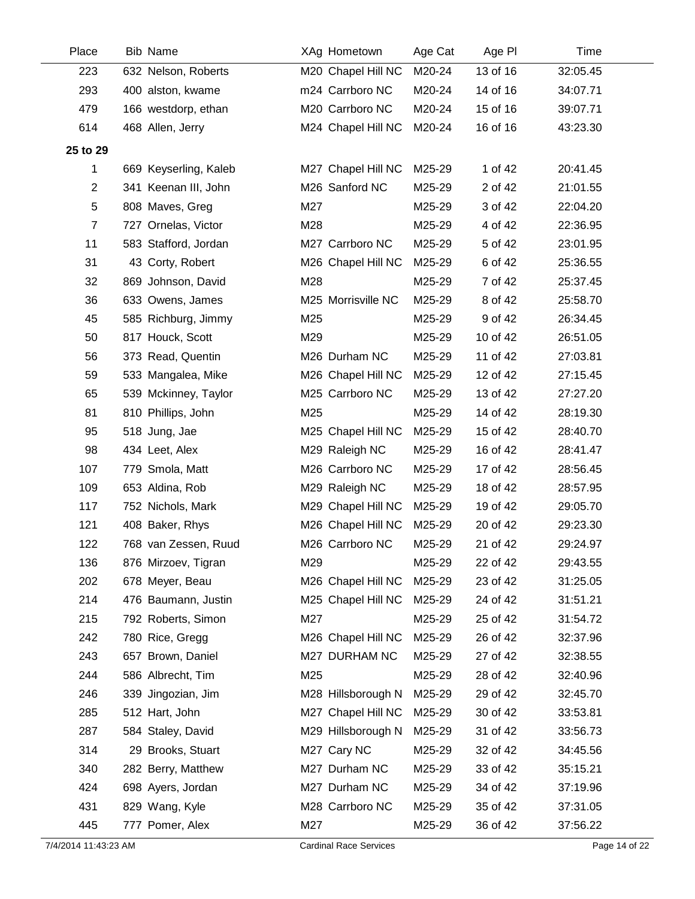| Place | Bib | Name | XAg | Hometown | Age Cat | Age Pl | Time |
|---|---|---|---|---|---|---|---|
| 223 | 632 | Nelson, Roberts | M20 | Chapel Hill NC | M20-24 | 13 of 16 | 32:05.45 |
| 293 | 400 | alston, kwame | m24 | Carrboro NC | M20-24 | 14 of 16 | 34:07.71 |
| 479 | 166 | westdorp, ethan | M20 | Carrboro NC | M20-24 | 15 of 16 | 39:07.71 |
| 614 | 468 | Allen, Jerry | M24 | Chapel Hill NC | M20-24 | 16 of 16 | 43:23.30 |
| **25 to 29** | | | | | | | |
| 1 | 669 | Keyserling, Kaleb | M27 | Chapel Hill NC | M25-29 | 1 of 42 | 20:41.45 |
| 2 | 341 | Keenan III, John | M26 | Sanford NC | M25-29 | 2 of 42 | 21:01.55 |
| 5 | 808 | Maves, Greg | M27 | | M25-29 | 3 of 42 | 22:04.20 |
| 7 | 727 | Ornelas, Victor | M28 | | M25-29 | 4 of 42 | 22:36.95 |
| 11 | 583 | Stafford, Jordan | M27 | Carrboro NC | M25-29 | 5 of 42 | 23:01.95 |
| 31 | 43 | Corty, Robert | M26 | Chapel Hill NC | M25-29 | 6 of 42 | 25:36.55 |
| 32 | 869 | Johnson, David | M28 | | M25-29 | 7 of 42 | 25:37.45 |
| 36 | 633 | Owens, James | M25 | Morrisville NC | M25-29 | 8 of 42 | 25:58.70 |
| 45 | 585 | Richburg, Jimmy | M25 | | M25-29 | 9 of 42 | 26:34.45 |
| 50 | 817 | Houck, Scott | M29 | | M25-29 | 10 of 42 | 26:51.05 |
| 56 | 373 | Read, Quentin | M26 | Durham NC | M25-29 | 11 of 42 | 27:03.81 |
| 59 | 533 | Mangalea, Mike | M26 | Chapel Hill NC | M25-29 | 12 of 42 | 27:15.45 |
| 65 | 539 | Mckinney, Taylor | M25 | Carrboro NC | M25-29 | 13 of 42 | 27:27.20 |
| 81 | 810 | Phillips, John | M25 | | M25-29 | 14 of 42 | 28:19.30 |
| 95 | 518 | Jung, Jae | M25 | Chapel Hill NC | M25-29 | 15 of 42 | 28:40.70 |
| 98 | 434 | Leet, Alex | M29 | Raleigh NC | M25-29 | 16 of 42 | 28:41.47 |
| 107 | 779 | Smola, Matt | M26 | Carrboro NC | M25-29 | 17 of 42 | 28:56.45 |
| 109 | 653 | Aldina, Rob | M29 | Raleigh NC | M25-29 | 18 of 42 | 28:57.95 |
| 117 | 752 | Nichols, Mark | M29 | Chapel Hill NC | M25-29 | 19 of 42 | 29:05.70 |
| 121 | 408 | Baker, Rhys | M26 | Chapel Hill NC | M25-29 | 20 of 42 | 29:23.30 |
| 122 | 768 | van Zessen, Ruud | M26 | Carrboro NC | M25-29 | 21 of 42 | 29:24.97 |
| 136 | 876 | Mirzoev, Tigran | M29 | | M25-29 | 22 of 42 | 29:43.55 |
| 202 | 678 | Meyer, Beau | M26 | Chapel Hill NC | M25-29 | 23 of 42 | 31:25.05 |
| 214 | 476 | Baumann, Justin | M25 | Chapel Hill NC | M25-29 | 24 of 42 | 31:51.21 |
| 215 | 792 | Roberts, Simon | M27 | | M25-29 | 25 of 42 | 31:54.72 |
| 242 | 780 | Rice, Gregg | M26 | Chapel Hill NC | M25-29 | 26 of 42 | 32:37.96 |
| 243 | 657 | Brown, Daniel | M27 | DURHAM NC | M25-29 | 27 of 42 | 32:38.55 |
| 244 | 586 | Albrecht, Tim | M25 | | M25-29 | 28 of 42 | 32:40.96 |
| 246 | 339 | Jingozian, Jim | M28 | Hillsborough N | M25-29 | 29 of 42 | 32:45.70 |
| 285 | 512 | Hart, John | M27 | Chapel Hill NC | M25-29 | 30 of 42 | 33:53.81 |
| 287 | 584 | Staley, David | M29 | Hillsborough N | M25-29 | 31 of 42 | 33:56.73 |
| 314 | 29 | Brooks, Stuart | M27 | Cary NC | M25-29 | 32 of 42 | 34:45.56 |
| 340 | 282 | Berry, Matthew | M27 | Durham NC | M25-29 | 33 of 42 | 35:15.21 |
| 424 | 698 | Ayers, Jordan | M27 | Durham NC | M25-29 | 34 of 42 | 37:19.96 |
| 431 | 829 | Wang, Kyle | M28 | Carrboro NC | M25-29 | 35 of 42 | 37:31.05 |
| 445 | 777 | Pomer, Alex | M27 | | M25-29 | 36 of 42 | 37:56.22 |

7/4/2014 11:43:23 AM Cardinal Race Services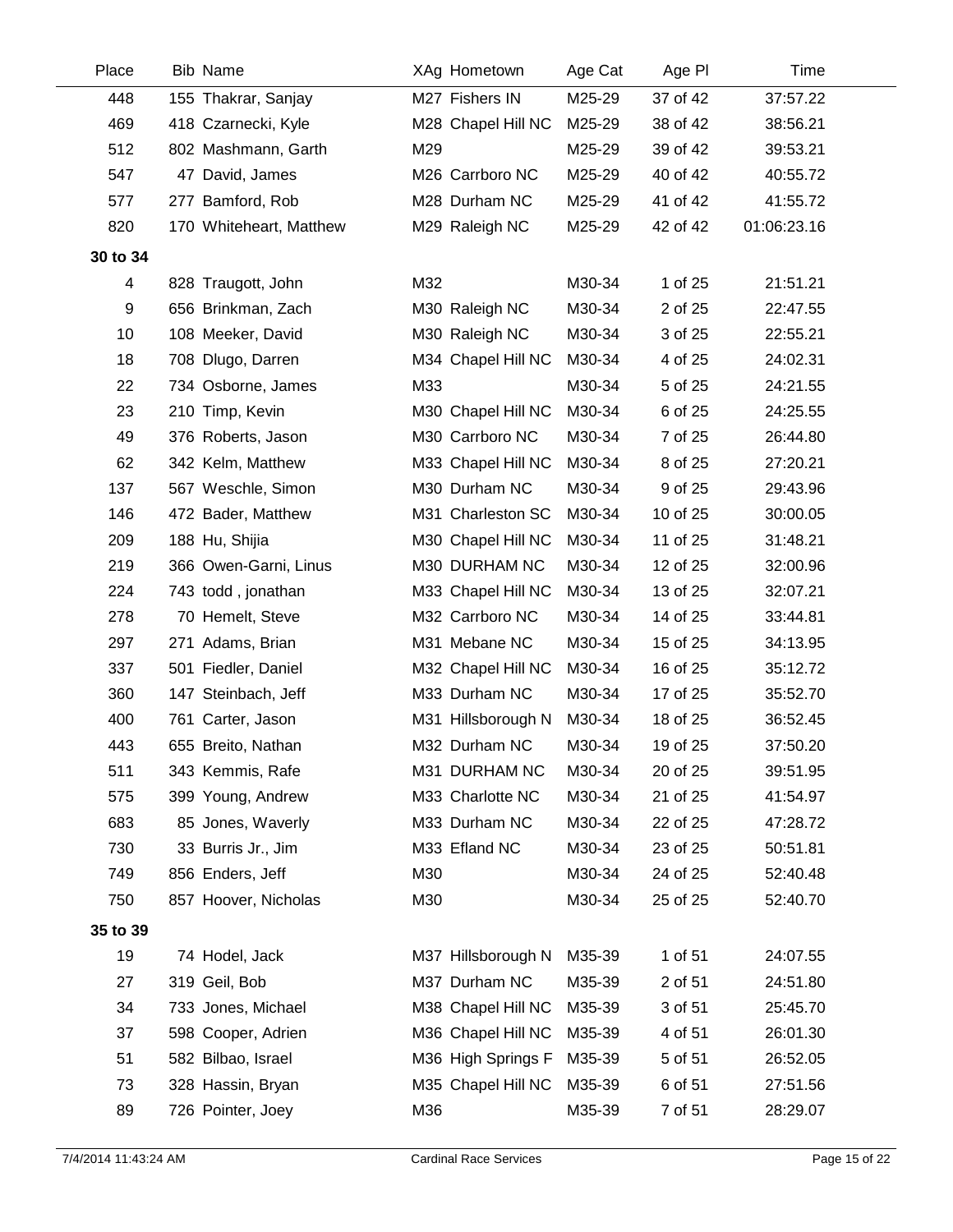| Place | Bib | Name | XAg | Hometown | Age Cat | Age Pl | Time |
|---|---|---|---|---|---|---|---|
| 448 | 155 | Thakrar, Sanjay | M27 | Fishers IN | M25-29 | 37 of 42 | 37:57.22 |
| 469 | 418 | Czarnecki, Kyle | M28 | Chapel Hill NC | M25-29 | 38 of 42 | 38:56.21 |
| 512 | 802 | Mashmann, Garth | M29 | | M25-29 | 39 of 42 | 39:53.21 |
| 547 | 47 | David, James | M26 | Carrboro NC | M25-29 | 40 of 42 | 40:55.72 |
| 577 | 277 | Bamford, Rob | M28 | Durham NC | M25-29 | 41 of 42 | 41:55.72 |
| 820 | 170 | Whiteheart, Matthew | M29 | Raleigh NC | M25-29 | 42 of 42 | 01:06:23.16 |
| **30 to 34** | | | | | | | |
| 4 | 828 | Traugott, John | M32 | | M30-34 | 1 of 25 | 21:51.21 |
| 9 | 656 | Brinkman, Zach | M30 | Raleigh NC | M30-34 | 2 of 25 | 22:47.55 |
| 10 | 108 | Meeker, David | M30 | Raleigh NC | M30-34 | 3 of 25 | 22:55.21 |
| 18 | 708 | Dlugo, Darren | M34 | Chapel Hill NC | M30-34 | 4 of 25 | 24:02.31 |
| 22 | 734 | Osborne, James | M33 | | M30-34 | 5 of 25 | 24:21.55 |
| 23 | 210 | Timp, Kevin | M30 | Chapel Hill NC | M30-34 | 6 of 25 | 24:25.55 |
| 49 | 376 | Roberts, Jason | M30 | Carrboro NC | M30-34 | 7 of 25 | 26:44.80 |
| 62 | 342 | Kelm, Matthew | M33 | Chapel Hill NC | M30-34 | 8 of 25 | 27:20.21 |
| 137 | 567 | Weschle, Simon | M30 | Durham NC | M30-34 | 9 of 25 | 29:43.96 |
| 146 | 472 | Bader, Matthew | M31 | Charleston SC | M30-34 | 10 of 25 | 30:00.05 |
| 209 | 188 | Hu, Shijia | M30 | Chapel Hill NC | M30-34 | 11 of 25 | 31:48.21 |
| 219 | 366 | Owen-Garni, Linus | M30 | DURHAM NC | M30-34 | 12 of 25 | 32:00.96 |
| 224 | 743 | todd , jonathan | M33 | Chapel Hill NC | M30-34 | 13 of 25 | 32:07.21 |
| 278 | 70 | Hemelt, Steve | M32 | Carrboro NC | M30-34 | 14 of 25 | 33:44.81 |
| 297 | 271 | Adams, Brian | M31 | Mebane NC | M30-34 | 15 of 25 | 34:13.95 |
| 337 | 501 | Fiedler, Daniel | M32 | Chapel Hill NC | M30-34 | 16 of 25 | 35:12.72 |
| 360 | 147 | Steinbach, Jeff | M33 | Durham NC | M30-34 | 17 of 25 | 35:52.70 |
| 400 | 761 | Carter, Jason | M31 | Hillsborough N | M30-34 | 18 of 25 | 36:52.45 |
| 443 | 655 | Breito, Nathan | M32 | Durham NC | M30-34 | 19 of 25 | 37:50.20 |
| 511 | 343 | Kemmis, Rafe | M31 | DURHAM NC | M30-34 | 20 of 25 | 39:51.95 |
| 575 | 399 | Young, Andrew | M33 | Charlotte NC | M30-34 | 21 of 25 | 41:54.97 |
| 683 | 85 | Jones, Waverly | M33 | Durham NC | M30-34 | 22 of 25 | 47:28.72 |
| 730 | 33 | Burris Jr., Jim | M33 | Efland NC | M30-34 | 23 of 25 | 50:51.81 |
| 749 | 856 | Enders, Jeff | M30 | | M30-34 | 24 of 25 | 52:40.48 |
| 750 | 857 | Hoover, Nicholas | M30 | | M30-34 | 25 of 25 | 52:40.70 |
| **35 to 39** | | | | | | | |
| 19 | 74 | Hodel, Jack | M37 | Hillsborough N | M35-39 | 1 of 51 | 24:07.55 |
| 27 | 319 | Geil, Bob | M37 | Durham NC | M35-39 | 2 of 51 | 24:51.80 |
| 34 | 733 | Jones, Michael | M38 | Chapel Hill NC | M35-39 | 3 of 51 | 25:45.70 |
| 37 | 598 | Cooper, Adrien | M36 | Chapel Hill NC | M35-39 | 4 of 51 | 26:01.30 |
| 51 | 582 | Bilbao, Israel | M36 | High Springs F | M35-39 | 5 of 51 | 26:52.05 |
| 73 | 328 | Hassin, Bryan | M35 | Chapel Hill NC | M35-39 | 6 of 51 | 27:51.56 |
| 89 | 726 | Pointer, Joey | M36 | | M35-39 | 7 of 51 | 28:29.07 |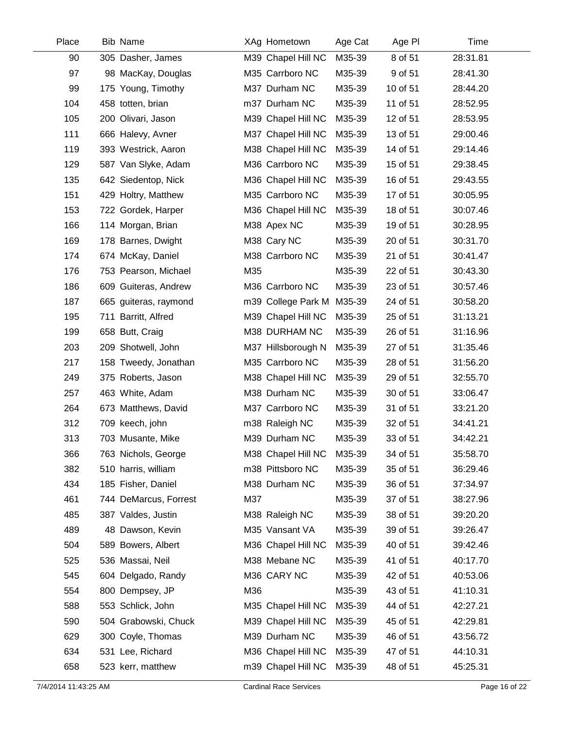| Place | Bib | Name | XAg | Hometown | Age Cat | Age Pl | Time |
|---|---|---|---|---|---|---|---|
| 90 | 305 | Dasher, James | M39 | Chapel Hill NC | M35-39 | 8 of 51 | 28:31.81 |
| 97 | 98 | MacKay, Douglas | M35 | Carrboro NC | M35-39 | 9 of 51 | 28:41.30 |
| 99 | 175 | Young, Timothy | M37 | Durham NC | M35-39 | 10 of 51 | 28:44.20 |
| 104 | 458 | totten, brian | m37 | Durham NC | M35-39 | 11 of 51 | 28:52.95 |
| 105 | 200 | Olivari, Jason | M39 | Chapel Hill NC | M35-39 | 12 of 51 | 28:53.95 |
| 111 | 666 | Halevy, Avner | M37 | Chapel Hill NC | M35-39 | 13 of 51 | 29:00.46 |
| 119 | 393 | Westrick, Aaron | M38 | Chapel Hill NC | M35-39 | 14 of 51 | 29:14.46 |
| 129 | 587 | Van Slyke, Adam | M36 | Carrboro NC | M35-39 | 15 of 51 | 29:38.45 |
| 135 | 642 | Siedentop, Nick | M36 | Chapel Hill NC | M35-39 | 16 of 51 | 29:43.55 |
| 151 | 429 | Holtry, Matthew | M35 | Carrboro NC | M35-39 | 17 of 51 | 30:05.95 |
| 153 | 722 | Gordek, Harper | M36 | Chapel Hill NC | M35-39 | 18 of 51 | 30:07.46 |
| 166 | 114 | Morgan, Brian | M38 | Apex NC | M35-39 | 19 of 51 | 30:28.95 |
| 169 | 178 | Barnes, Dwight | M38 | Cary NC | M35-39 | 20 of 51 | 30:31.70 |
| 174 | 674 | McKay, Daniel | M38 | Carrboro NC | M35-39 | 21 of 51 | 30:41.47 |
| 176 | 753 | Pearson, Michael | M35 | | M35-39 | 22 of 51 | 30:43.30 |
| 186 | 609 | Guiteras, Andrew | M36 | Carrboro NC | M35-39 | 23 of 51 | 30:57.46 |
| 187 | 665 | guiteras, raymond | m39 | College Park M | M35-39 | 24 of 51 | 30:58.20 |
| 195 | 711 | Barritt, Alfred | M39 | Chapel Hill NC | M35-39 | 25 of 51 | 31:13.21 |
| 199 | 658 | Butt, Craig | M38 | DURHAM NC | M35-39 | 26 of 51 | 31:16.96 |
| 203 | 209 | Shotwell, John | M37 | Hillsborough N | M35-39 | 27 of 51 | 31:35.46 |
| 217 | 158 | Tweedy, Jonathan | M35 | Carrboro NC | M35-39 | 28 of 51 | 31:56.20 |
| 249 | 375 | Roberts, Jason | M38 | Chapel Hill NC | M35-39 | 29 of 51 | 32:55.70 |
| 257 | 463 | White, Adam | M38 | Durham NC | M35-39 | 30 of 51 | 33:06.47 |
| 264 | 673 | Matthews, David | M37 | Carrboro NC | M35-39 | 31 of 51 | 33:21.20 |
| 312 | 709 | keech, john | m38 | Raleigh NC | M35-39 | 32 of 51 | 34:41.21 |
| 313 | 703 | Musante, Mike | M39 | Durham NC | M35-39 | 33 of 51 | 34:42.21 |
| 366 | 763 | Nichols, George | M38 | Chapel Hill NC | M35-39 | 34 of 51 | 35:58.70 |
| 382 | 510 | harris, william | m38 | Pittsboro NC | M35-39 | 35 of 51 | 36:29.46 |
| 434 | 185 | Fisher, Daniel | M38 | Durham NC | M35-39 | 36 of 51 | 37:34.97 |
| 461 | 744 | DeMarcus, Forrest | M37 | | M35-39 | 37 of 51 | 38:27.96 |
| 485 | 387 | Valdes, Justin | M38 | Raleigh NC | M35-39 | 38 of 51 | 39:20.20 |
| 489 | 48 | Dawson, Kevin | M35 | Vansant VA | M35-39 | 39 of 51 | 39:26.47 |
| 504 | 589 | Bowers, Albert | M36 | Chapel Hill NC | M35-39 | 40 of 51 | 39:42.46 |
| 525 | 536 | Massai, Neil | M38 | Mebane NC | M35-39 | 41 of 51 | 40:17.70 |
| 545 | 604 | Delgado, Randy | M36 | CARY NC | M35-39 | 42 of 51 | 40:53.06 |
| 554 | 800 | Dempsey, JP | M36 | | M35-39 | 43 of 51 | 41:10.31 |
| 588 | 553 | Schlick, John | M35 | Chapel Hill NC | M35-39 | 44 of 51 | 42:27.21 |
| 590 | 504 | Grabowski, Chuck | M39 | Chapel Hill NC | M35-39 | 45 of 51 | 42:29.81 |
| 629 | 300 | Coyle, Thomas | M39 | Durham NC | M35-39 | 46 of 51 | 43:56.72 |
| 634 | 531 | Lee, Richard | M36 | Chapel Hill NC | M35-39 | 47 of 51 | 44:10.31 |
| 658 | 523 | kerr, matthew | m39 | Chapel Hill NC | M35-39 | 48 of 51 | 45:25.31 |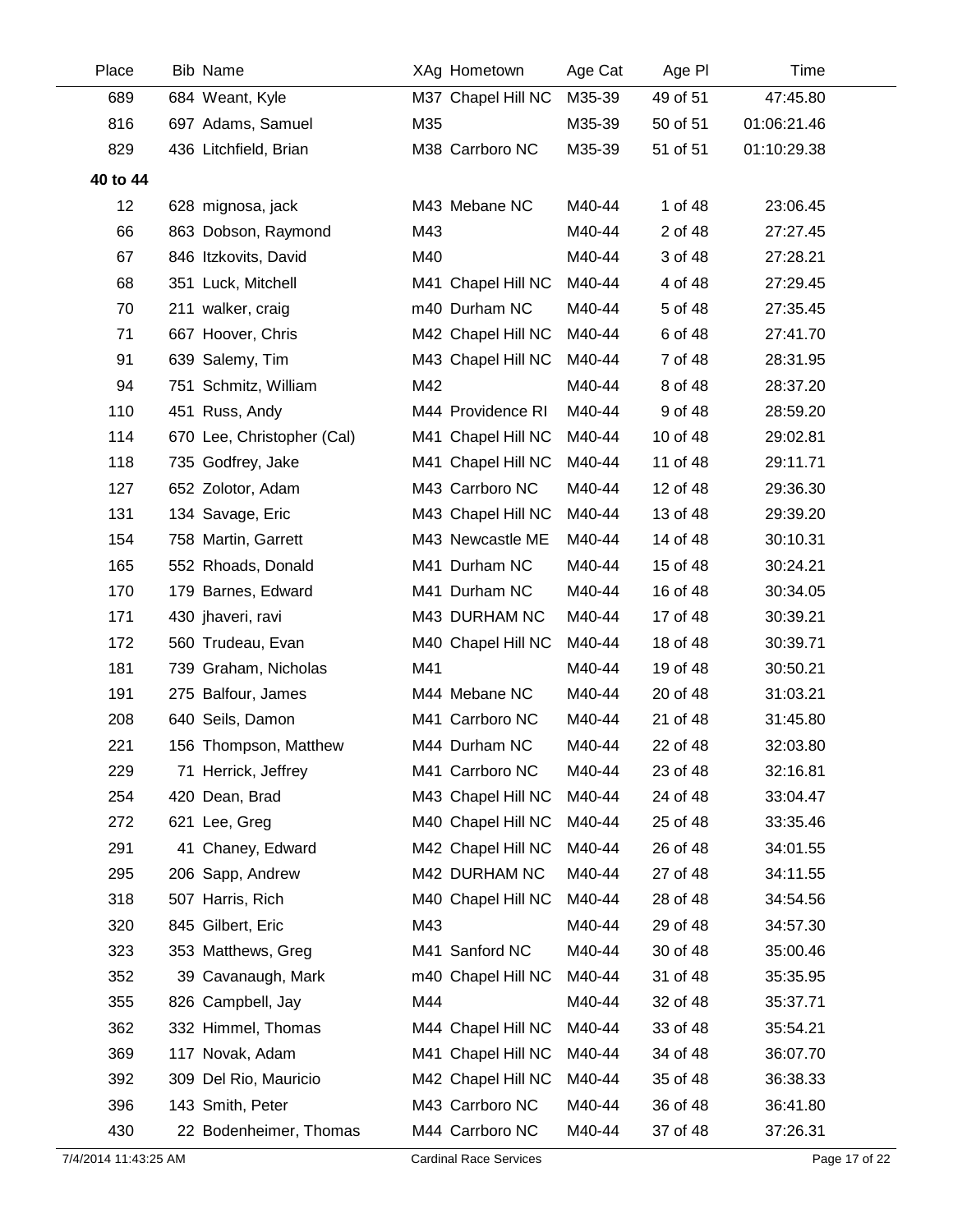| Place | Bib | Name | XAg | Hometown | Age Cat | Age Pl | Time |
|---|---|---|---|---|---|---|---|
| 689 | 684 | Weant, Kyle | M37 | Chapel Hill NC | M35-39 | 49 of 51 | 47:45.80 |
| 816 | 697 | Adams, Samuel | M35 | | M35-39 | 50 of 51 | 01:06:21.46 |
| 829 | 436 | Litchfield, Brian | M38 | Carrboro NC | M35-39 | 51 of 51 | 01:10:29.38 |
| **40 to 44** | | | | | | | |
| 12 | 628 | mignosa, jack | M43 | Mebane NC | M40-44 | 1 of 48 | 23:06.45 |
| 66 | 863 | Dobson, Raymond | M43 | | M40-44 | 2 of 48 | 27:27.45 |
| 67 | 846 | Itzkovits, David | M40 | | M40-44 | 3 of 48 | 27:28.21 |
| 68 | 351 | Luck, Mitchell | M41 | Chapel Hill NC | M40-44 | 4 of 48 | 27:29.45 |
| 70 | 211 | walker, craig | m40 | Durham NC | M40-44 | 5 of 48 | 27:35.45 |
| 71 | 667 | Hoover, Chris | M42 | Chapel Hill NC | M40-44 | 6 of 48 | 27:41.70 |
| 91 | 639 | Salemy, Tim | M43 | Chapel Hill NC | M40-44 | 7 of 48 | 28:31.95 |
| 94 | 751 | Schmitz, William | M42 | | M40-44 | 8 of 48 | 28:37.20 |
| 110 | 451 | Russ, Andy | M44 | Providence RI | M40-44 | 9 of 48 | 28:59.20 |
| 114 | 670 | Lee, Christopher (Cal) | M41 | Chapel Hill NC | M40-44 | 10 of 48 | 29:02.81 |
| 118 | 735 | Godfrey, Jake | M41 | Chapel Hill NC | M40-44 | 11 of 48 | 29:11.71 |
| 127 | 652 | Zolotor, Adam | M43 | Carrboro NC | M40-44 | 12 of 48 | 29:36.30 |
| 131 | 134 | Savage, Eric | M43 | Chapel Hill NC | M40-44 | 13 of 48 | 29:39.20 |
| 154 | 758 | Martin, Garrett | M43 | Newcastle ME | M40-44 | 14 of 48 | 30:10.31 |
| 165 | 552 | Rhoads, Donald | M41 | Durham NC | M40-44 | 15 of 48 | 30:24.21 |
| 170 | 179 | Barnes, Edward | M41 | Durham NC | M40-44 | 16 of 48 | 30:34.05 |
| 171 | 430 | jhaveri, ravi | M43 | DURHAM NC | M40-44 | 17 of 48 | 30:39.21 |
| 172 | 560 | Trudeau, Evan | M40 | Chapel Hill NC | M40-44 | 18 of 48 | 30:39.71 |
| 181 | 739 | Graham, Nicholas | M41 | | M40-44 | 19 of 48 | 30:50.21 |
| 191 | 275 | Balfour, James | M44 | Mebane NC | M40-44 | 20 of 48 | 31:03.21 |
| 208 | 640 | Seils, Damon | M41 | Carrboro NC | M40-44 | 21 of 48 | 31:45.80 |
| 221 | 156 | Thompson, Matthew | M44 | Durham NC | M40-44 | 22 of 48 | 32:03.80 |
| 229 | 71 | Herrick, Jeffrey | M41 | Carrboro NC | M40-44 | 23 of 48 | 32:16.81 |
| 254 | 420 | Dean, Brad | M43 | Chapel Hill NC | M40-44 | 24 of 48 | 33:04.47 |
| 272 | 621 | Lee, Greg | M40 | Chapel Hill NC | M40-44 | 25 of 48 | 33:35.46 |
| 291 | 41 | Chaney, Edward | M42 | Chapel Hill NC | M40-44 | 26 of 48 | 34:01.55 |
| 295 | 206 | Sapp, Andrew | M42 | DURHAM NC | M40-44 | 27 of 48 | 34:11.55 |
| 318 | 507 | Harris, Rich | M40 | Chapel Hill NC | M40-44 | 28 of 48 | 34:54.56 |
| 320 | 845 | Gilbert, Eric | M43 | | M40-44 | 29 of 48 | 34:57.30 |
| 323 | 353 | Matthews, Greg | M41 | Sanford NC | M40-44 | 30 of 48 | 35:00.46 |
| 352 | 39 | Cavanaugh, Mark | m40 | Chapel Hill NC | M40-44 | 31 of 48 | 35:35.95 |
| 355 | 826 | Campbell, Jay | M44 | | M40-44 | 32 of 48 | 35:37.71 |
| 362 | 332 | Himmel, Thomas | M44 | Chapel Hill NC | M40-44 | 33 of 48 | 35:54.21 |
| 369 | 117 | Novak, Adam | M41 | Chapel Hill NC | M40-44 | 34 of 48 | 36:07.70 |
| 392 | 309 | Del Rio, Mauricio | M42 | Chapel Hill NC | M40-44 | 35 of 48 | 36:38.33 |
| 396 | 143 | Smith, Peter | M43 | Carrboro NC | M40-44 | 36 of 48 | 36:41.80 |
| 430 | 22 | Bodenheimer, Thomas | M44 | Carrboro NC | M40-44 | 37 of 48 | 37:26.31 |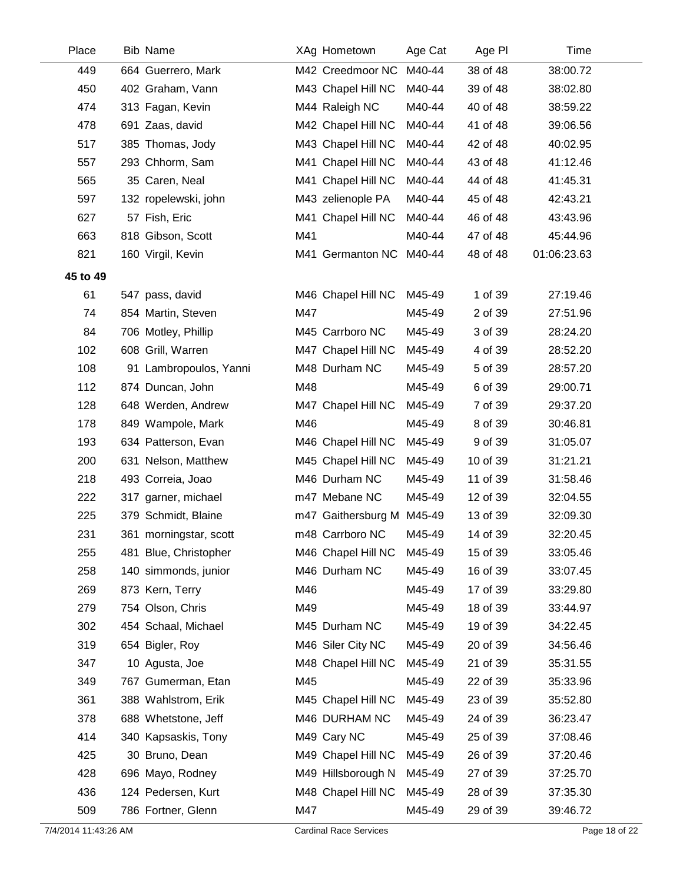| Place | Bib | Name | XAg | Hometown | Age Cat | Age Pl | Time |
|---|---|---|---|---|---|---|---|
| 449 | 664 | Guerrero, Mark | M42 | Creedmoor NC | M40-44 | 38 of 48 | 38:00.72 |
| 450 | 402 | Graham, Vann | M43 | Chapel Hill NC | M40-44 | 39 of 48 | 38:02.80 |
| 474 | 313 | Fagan, Kevin | M44 | Raleigh NC | M40-44 | 40 of 48 | 38:59.22 |
| 478 | 691 | Zaas, david | M42 | Chapel Hill NC | M40-44 | 41 of 48 | 39:06.56 |
| 517 | 385 | Thomas, Jody | M43 | Chapel Hill NC | M40-44 | 42 of 48 | 40:02.95 |
| 557 | 293 | Chhorm, Sam | M41 | Chapel Hill NC | M40-44 | 43 of 48 | 41:12.46 |
| 565 | 35 | Caren, Neal | M41 | Chapel Hill NC | M40-44 | 44 of 48 | 41:45.31 |
| 597 | 132 | ropelewski, john | M43 | zelienople PA | M40-44 | 45 of 48 | 42:43.21 |
| 627 | 57 | Fish, Eric | M41 | Chapel Hill NC | M40-44 | 46 of 48 | 43:43.96 |
| 663 | 818 | Gibson, Scott | M41 | | M40-44 | 47 of 48 | 45:44.96 |
| 821 | 160 | Virgil, Kevin | M41 | Germanton NC | M40-44 | 48 of 48 | 01:06:23.63 |
| **45 to 49** | | | | | | | |
| 61 | 547 | pass, david | M46 | Chapel Hill NC | M45-49 | 1 of 39 | 27:19.46 |
| 74 | 854 | Martin, Steven | M47 | | M45-49 | 2 of 39 | 27:51.96 |
| 84 | 706 | Motley, Phillip | M45 | Carrboro NC | M45-49 | 3 of 39 | 28:24.20 |
| 102 | 608 | Grill, Warren | M47 | Chapel Hill NC | M45-49 | 4 of 39 | 28:52.20 |
| 108 | 91 | Lambropoulos, Yanni | M48 | Durham NC | M45-49 | 5 of 39 | 28:57.20 |
| 112 | 874 | Duncan, John | M48 | | M45-49 | 6 of 39 | 29:00.71 |
| 128 | 648 | Werden, Andrew | M47 | Chapel Hill NC | M45-49 | 7 of 39 | 29:37.20 |
| 178 | 849 | Wampole, Mark | M46 | | M45-49 | 8 of 39 | 30:46.81 |
| 193 | 634 | Patterson, Evan | M46 | Chapel Hill NC | M45-49 | 9 of 39 | 31:05.07 |
| 200 | 631 | Nelson, Matthew | M45 | Chapel Hill NC | M45-49 | 10 of 39 | 31:21.21 |
| 218 | 493 | Correia, Joao | M46 | Durham NC | M45-49 | 11 of 39 | 31:58.46 |
| 222 | 317 | garner, michael | m47 | Mebane NC | M45-49 | 12 of 39 | 32:04.55 |
| 225 | 379 | Schmidt, Blaine | m47 | Gaithersburg M | M45-49 | 13 of 39 | 32:09.30 |
| 231 | 361 | morningstar, scott | m48 | Carrboro NC | M45-49 | 14 of 39 | 32:20.45 |
| 255 | 481 | Blue, Christopher | M46 | Chapel Hill NC | M45-49 | 15 of 39 | 33:05.46 |
| 258 | 140 | simmonds, junior | M46 | Durham NC | M45-49 | 16 of 39 | 33:07.45 |
| 269 | 873 | Kern, Terry | M46 | | M45-49 | 17 of 39 | 33:29.80 |
| 279 | 754 | Olson, Chris | M49 | | M45-49 | 18 of 39 | 33:44.97 |
| 302 | 454 | Schaal, Michael | M45 | Durham NC | M45-49 | 19 of 39 | 34:22.45 |
| 319 | 654 | Bigler, Roy | M46 | Siler City NC | M45-49 | 20 of 39 | 34:56.46 |
| 347 | 10 | Agusta, Joe | M48 | Chapel Hill NC | M45-49 | 21 of 39 | 35:31.55 |
| 349 | 767 | Gumerman, Etan | M45 | | M45-49 | 22 of 39 | 35:33.96 |
| 361 | 388 | Wahlstrom, Erik | M45 | Chapel Hill NC | M45-49 | 23 of 39 | 35:52.80 |
| 378 | 688 | Whetstone, Jeff | M46 | DURHAM NC | M45-49 | 24 of 39 | 36:23.47 |
| 414 | 340 | Kapsaskis, Tony | M49 | Cary NC | M45-49 | 25 of 39 | 37:08.46 |
| 425 | 30 | Bruno, Dean | M49 | Chapel Hill NC | M45-49 | 26 of 39 | 37:20.46 |
| 428 | 696 | Mayo, Rodney | M49 | Hillsborough N | M45-49 | 27 of 39 | 37:25.70 |
| 436 | 124 | Pedersen, Kurt | M48 | Chapel Hill NC | M45-49 | 28 of 39 | 37:35.30 |
| 509 | 786 | Fortner, Glenn | M47 | | M45-49 | 29 of 39 | 39:46.72 |

7/4/2014 11:43:26 AM Cardinal Race Services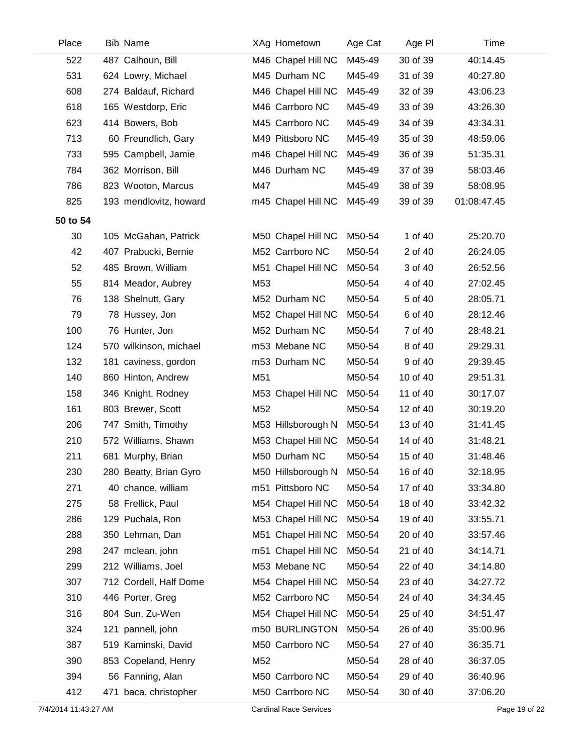| Place | Bib | Name | XAg | Hometown | Age Cat | Age Pl | Time |
|---|---|---|---|---|---|---|---|
| 522 | 487 | Calhoun, Bill | M46 | Chapel Hill NC | M45-49 | 30 of 39 | 40:14.45 |
| 531 | 624 | Lowry, Michael | M45 | Durham NC | M45-49 | 31 of 39 | 40:27.80 |
| 608 | 274 | Baldauf, Richard | M46 | Chapel Hill NC | M45-49 | 32 of 39 | 43:06.23 |
| 618 | 165 | Westdorp, Eric | M46 | Carrboro NC | M45-49 | 33 of 39 | 43:26.30 |
| 623 | 414 | Bowers, Bob | M45 | Carrboro NC | M45-49 | 34 of 39 | 43:34.31 |
| 713 | 60 | Freundlich, Gary | M49 | Pittsboro NC | M45-49 | 35 of 39 | 48:59.06 |
| 733 | 595 | Campbell, Jamie | m46 | Chapel Hill NC | M45-49 | 36 of 39 | 51:35.31 |
| 784 | 362 | Morrison, Bill | M46 | Durham NC | M45-49 | 37 of 39 | 58:03.46 |
| 786 | 823 | Wooton, Marcus | M47 | | M45-49 | 38 of 39 | 58:08.95 |
| 825 | 193 | mendlovitz, howard | m45 | Chapel Hill NC | M45-49 | 39 of 39 | 01:08:47.45 |
| **50 to 54** | | | | | | | |
| 30 | 105 | McGahan, Patrick | M50 | Chapel Hill NC | M50-54 | 1 of 40 | 25:20.70 |
| 42 | 407 | Prabucki, Bernie | M52 | Carrboro NC | M50-54 | 2 of 40 | 26:24.05 |
| 52 | 485 | Brown, William | M51 | Chapel Hill NC | M50-54 | 3 of 40 | 26:52.56 |
| 55 | 814 | Meador, Aubrey | M53 | | M50-54 | 4 of 40 | 27:02.45 |
| 76 | 138 | Shelnutt, Gary | M52 | Durham NC | M50-54 | 5 of 40 | 28:05.71 |
| 79 | 78 | Hussey, Jon | M52 | Chapel Hill NC | M50-54 | 6 of 40 | 28:12.46 |
| 100 | 76 | Hunter, Jon | M52 | Durham NC | M50-54 | 7 of 40 | 28:48.21 |
| 124 | 570 | wilkinson, michael | m53 | Mebane NC | M50-54 | 8 of 40 | 29:29.31 |
| 132 | 181 | caviness, gordon | m53 | Durham NC | M50-54 | 9 of 40 | 29:39.45 |
| 140 | 860 | Hinton, Andrew | M51 | | M50-54 | 10 of 40 | 29:51.31 |
| 158 | 346 | Knight, Rodney | M53 | Chapel Hill NC | M50-54 | 11 of 40 | 30:17.07 |
| 161 | 803 | Brewer, Scott | M52 | | M50-54 | 12 of 40 | 30:19.20 |
| 206 | 747 | Smith, Timothy | M53 | Hillsborough N | M50-54 | 13 of 40 | 31:41.45 |
| 210 | 572 | Williams, Shawn | M53 | Chapel Hill NC | M50-54 | 14 of 40 | 31:48.21 |
| 211 | 681 | Murphy, Brian | M50 | Durham NC | M50-54 | 15 of 40 | 31:48.46 |
| 230 | 280 | Beatty, Brian Gyro | M50 | Hillsborough N | M50-54 | 16 of 40 | 32:18.95 |
| 271 | 40 | chance, william | m51 | Pittsboro NC | M50-54 | 17 of 40 | 33:34.80 |
| 275 | 58 | Frellick, Paul | M54 | Chapel Hill NC | M50-54 | 18 of 40 | 33:42.32 |
| 286 | 129 | Puchala, Ron | M53 | Chapel Hill NC | M50-54 | 19 of 40 | 33:55.71 |
| 288 | 350 | Lehman, Dan | M51 | Chapel Hill NC | M50-54 | 20 of 40 | 33:57.46 |
| 298 | 247 | mclean, john | m51 | Chapel Hill NC | M50-54 | 21 of 40 | 34:14.71 |
| 299 | 212 | Williams, Joel | M53 | Mebane NC | M50-54 | 22 of 40 | 34:14.80 |
| 307 | 712 | Cordell, Half Dome | M54 | Chapel Hill NC | M50-54 | 23 of 40 | 34:27.72 |
| 310 | 446 | Porter, Greg | M52 | Carrboro NC | M50-54 | 24 of 40 | 34:34.45 |
| 316 | 804 | Sun, Zu-Wen | M54 | Chapel Hill NC | M50-54 | 25 of 40 | 34:51.47 |
| 324 | 121 | pannell, john | m50 | BURLINGTON | M50-54 | 26 of 40 | 35:00.96 |
| 387 | 519 | Kaminski, David | M50 | Carrboro NC | M50-54 | 27 of 40 | 36:35.71 |
| 390 | 853 | Copeland, Henry | M52 | | M50-54 | 28 of 40 | 36:37.05 |
| 394 | 56 | Fanning, Alan | M50 | Carrboro NC | M50-54 | 29 of 40 | 36:40.96 |
| 412 | 471 | baca, christopher | M50 | Carrboro NC | M50-54 | 30 of 40 | 37:06.20 |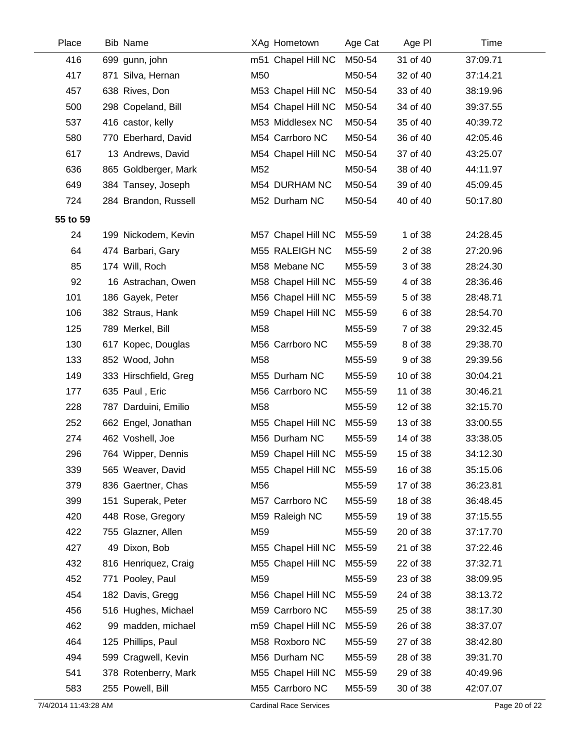| Place | Bib | Name | XAg | Hometown | Age Cat | Age Pl | Time |
|---|---|---|---|---|---|---|---|
| 416 | 699 | gunn, john | m51 | Chapel Hill NC | M50-54 | 31 of 40 | 37:09.71 |
| 417 | 871 | Silva, Hernan | M50 | | M50-54 | 32 of 40 | 37:14.21 |
| 457 | 638 | Rives, Don | M53 | Chapel Hill NC | M50-54 | 33 of 40 | 38:19.96 |
| 500 | 298 | Copeland, Bill | M54 | Chapel Hill NC | M50-54 | 34 of 40 | 39:37.55 |
| 537 | 416 | castor, kelly | M53 | Middlesex NC | M50-54 | 35 of 40 | 40:39.72 |
| 580 | 770 | Eberhard, David | M54 | Carrboro NC | M50-54 | 36 of 40 | 42:05.46 |
| 617 | 13 | Andrews, David | M54 | Chapel Hill NC | M50-54 | 37 of 40 | 43:25.07 |
| 636 | 865 | Goldberger, Mark | M52 | | M50-54 | 38 of 40 | 44:11.97 |
| 649 | 384 | Tansey, Joseph | M54 | DURHAM NC | M50-54 | 39 of 40 | 45:09.45 |
| 724 | 284 | Brandon, Russell | M52 | Durham NC | M50-54 | 40 of 40 | 50:17.80 |
| **55 to 59** | | | | | | | |
| 24 | 199 | Nickodem, Kevin | M57 | Chapel Hill NC | M55-59 | 1 of 38 | 24:28.45 |
| 64 | 474 | Barbari, Gary | M55 | RALEIGH NC | M55-59 | 2 of 38 | 27:20.96 |
| 85 | 174 | Will, Roch | M58 | Mebane NC | M55-59 | 3 of 38 | 28:24.30 |
| 92 | 16 | Astrachan, Owen | M58 | Chapel Hill NC | M55-59 | 4 of 38 | 28:36.46 |
| 101 | 186 | Gayek, Peter | M56 | Chapel Hill NC | M55-59 | 5 of 38 | 28:48.71 |
| 106 | 382 | Straus, Hank | M59 | Chapel Hill NC | M55-59 | 6 of 38 | 28:54.70 |
| 125 | 789 | Merkel, Bill | M58 | | M55-59 | 7 of 38 | 29:32.45 |
| 130 | 617 | Kopec, Douglas | M56 | Carrboro NC | M55-59 | 8 of 38 | 29:38.70 |
| 133 | 852 | Wood, John | M58 | | M55-59 | 9 of 38 | 29:39.56 |
| 149 | 333 | Hirschfield, Greg | M55 | Durham NC | M55-59 | 10 of 38 | 30:04.21 |
| 177 | 635 | Paul , Eric | M56 | Carrboro NC | M55-59 | 11 of 38 | 30:46.21 |
| 228 | 787 | Darduini, Emilio | M58 | | M55-59 | 12 of 38 | 32:15.70 |
| 252 | 662 | Engel, Jonathan | M55 | Chapel Hill NC | M55-59 | 13 of 38 | 33:00.55 |
| 274 | 462 | Voshell, Joe | M56 | Durham NC | M55-59 | 14 of 38 | 33:38.05 |
| 296 | 764 | Wipper, Dennis | M59 | Chapel Hill NC | M55-59 | 15 of 38 | 34:12.30 |
| 339 | 565 | Weaver, David | M55 | Chapel Hill NC | M55-59 | 16 of 38 | 35:15.06 |
| 379 | 836 | Gaertner, Chas | M56 | | M55-59 | 17 of 38 | 36:23.81 |
| 399 | 151 | Superak, Peter | M57 | Carrboro NC | M55-59 | 18 of 38 | 36:48.45 |
| 420 | 448 | Rose, Gregory | M59 | Raleigh NC | M55-59 | 19 of 38 | 37:15.55 |
| 422 | 755 | Glazner, Allen | M59 | | M55-59 | 20 of 38 | 37:17.70 |
| 427 | 49 | Dixon, Bob | M55 | Chapel Hill NC | M55-59 | 21 of 38 | 37:22.46 |
| 432 | 816 | Henriquez, Craig | M55 | Chapel Hill NC | M55-59 | 22 of 38 | 37:32.71 |
| 452 | 771 | Pooley, Paul | M59 | | M55-59 | 23 of 38 | 38:09.95 |
| 454 | 182 | Davis, Gregg | M56 | Chapel Hill NC | M55-59 | 24 of 38 | 38:13.72 |
| 456 | 516 | Hughes, Michael | M59 | Carrboro NC | M55-59 | 25 of 38 | 38:17.30 |
| 462 | 99 | madden, michael | m59 | Chapel Hill NC | M55-59 | 26 of 38 | 38:37.07 |
| 464 | 125 | Phillips, Paul | M58 | Roxboro NC | M55-59 | 27 of 38 | 38:42.80 |
| 494 | 599 | Cragwell, Kevin | M56 | Durham NC | M55-59 | 28 of 38 | 39:31.70 |
| 541 | 378 | Rotenberry, Mark | M55 | Chapel Hill NC | M55-59 | 29 of 38 | 40:49.96 |
| 583 | 255 | Powell, Bill | M55 | Carrboro NC | M55-59 | 30 of 38 | 42:07.07 |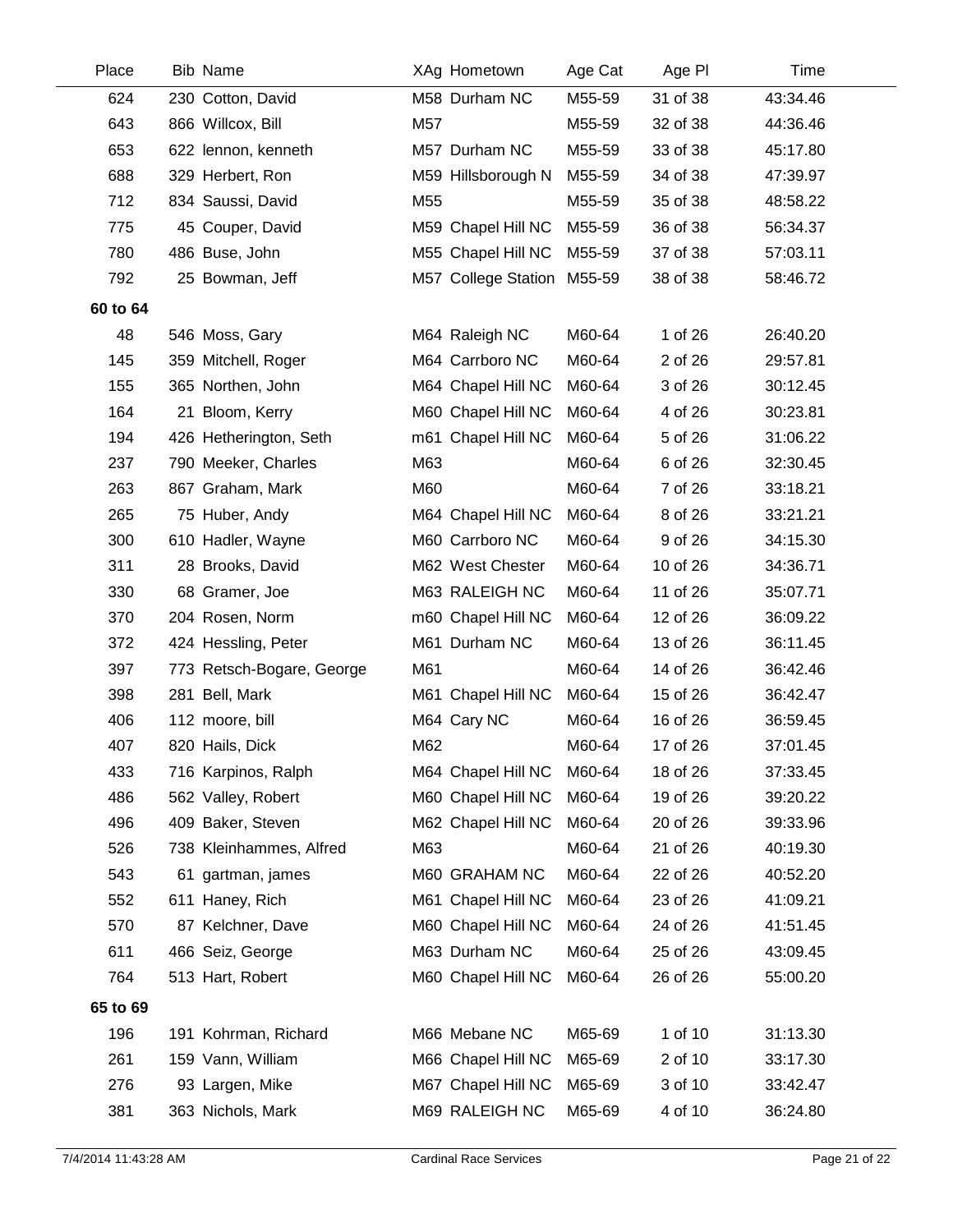| Place | Bib | Name | XAg | Hometown | Age Cat | Age Pl | Time |
|---|---|---|---|---|---|---|---|
| 624 | 230 | Cotton, David | M58 | Durham NC | M55-59 | 31 of 38 | 43:34.46 |
| 643 | 866 | Willcox, Bill | M57 | | M55-59 | 32 of 38 | 44:36.46 |
| 653 | 622 | lennon, kenneth | M57 | Durham NC | M55-59 | 33 of 38 | 45:17.80 |
| 688 | 329 | Herbert, Ron | M59 | Hillsborough N | M55-59 | 34 of 38 | 47:39.97 |
| 712 | 834 | Saussi, David | M55 | | M55-59 | 35 of 38 | 48:58.22 |
| 775 | 45 | Couper, David | M59 | Chapel Hill NC | M55-59 | 36 of 38 | 56:34.37 |
| 780 | 486 | Buse, John | M55 | Chapel Hill NC | M55-59 | 37 of 38 | 57:03.11 |
| 792 | 25 | Bowman, Jeff | M57 | College Station | M55-59 | 38 of 38 | 58:46.72 |
| **60 to 64** | | | | | | | |
| 48 | 546 | Moss, Gary | M64 | Raleigh NC | M60-64 | 1 of 26 | 26:40.20 |
| 145 | 359 | Mitchell, Roger | M64 | Carrboro NC | M60-64 | 2 of 26 | 29:57.81 |
| 155 | 365 | Northen, John | M64 | Chapel Hill NC | M60-64 | 3 of 26 | 30:12.45 |
| 164 | 21 | Bloom, Kerry | M60 | Chapel Hill NC | M60-64 | 4 of 26 | 30:23.81 |
| 194 | 426 | Hetherington, Seth | m61 | Chapel Hill NC | M60-64 | 5 of 26 | 31:06.22 |
| 237 | 790 | Meeker, Charles | M63 | | M60-64 | 6 of 26 | 32:30.45 |
| 263 | 867 | Graham, Mark | M60 | | M60-64 | 7 of 26 | 33:18.21 |
| 265 | 75 | Huber, Andy | M64 | Chapel Hill NC | M60-64 | 8 of 26 | 33:21.21 |
| 300 | 610 | Hadler, Wayne | M60 | Carrboro NC | M60-64 | 9 of 26 | 34:15.30 |
| 311 | 28 | Brooks, David | M62 | West Chester | M60-64 | 10 of 26 | 34:36.71 |
| 330 | 68 | Gramer, Joe | M63 | RALEIGH NC | M60-64 | 11 of 26 | 35:07.71 |
| 370 | 204 | Rosen, Norm | m60 | Chapel Hill NC | M60-64 | 12 of 26 | 36:09.22 |
| 372 | 424 | Hessling, Peter | M61 | Durham NC | M60-64 | 13 of 26 | 36:11.45 |
| 397 | 773 | Retsch-Bogare, George | M61 | | M60-64 | 14 of 26 | 36:42.46 |
| 398 | 281 | Bell, Mark | M61 | Chapel Hill NC | M60-64 | 15 of 26 | 36:42.47 |
| 406 | 112 | moore, bill | M64 | Cary NC | M60-64 | 16 of 26 | 36:59.45 |
| 407 | 820 | Hails, Dick | M62 | | M60-64 | 17 of 26 | 37:01.45 |
| 433 | 716 | Karpinos, Ralph | M64 | Chapel Hill NC | M60-64 | 18 of 26 | 37:33.45 |
| 486 | 562 | Valley, Robert | M60 | Chapel Hill NC | M60-64 | 19 of 26 | 39:20.22 |
| 496 | 409 | Baker, Steven | M62 | Chapel Hill NC | M60-64 | 20 of 26 | 39:33.96 |
| 526 | 738 | Kleinhammes, Alfred | M63 | | M60-64 | 21 of 26 | 40:19.30 |
| 543 | 61 | gartman, james | M60 | GRAHAM NC | M60-64 | 22 of 26 | 40:52.20 |
| 552 | 611 | Haney, Rich | M61 | Chapel Hill NC | M60-64 | 23 of 26 | 41:09.21 |
| 570 | 87 | Kelchner, Dave | M60 | Chapel Hill NC | M60-64 | 24 of 26 | 41:51.45 |
| 611 | 466 | Seiz, George | M63 | Durham NC | M60-64 | 25 of 26 | 43:09.45 |
| 764 | 513 | Hart, Robert | M60 | Chapel Hill NC | M60-64 | 26 of 26 | 55:00.20 |
| **65 to 69** | | | | | | | |
| 196 | 191 | Kohrman, Richard | M66 | Mebane NC | M65-69 | 1 of 10 | 31:13.30 |
| 261 | 159 | Vann, William | M66 | Chapel Hill NC | M65-69 | 2 of 10 | 33:17.30 |
| 276 | 93 | Largen, Mike | M67 | Chapel Hill NC | M65-69 | 3 of 10 | 33:42.47 |
| 381 | 363 | Nichols, Mark | M69 | RALEIGH NC | M65-69 | 4 of 10 | 36:24.80 |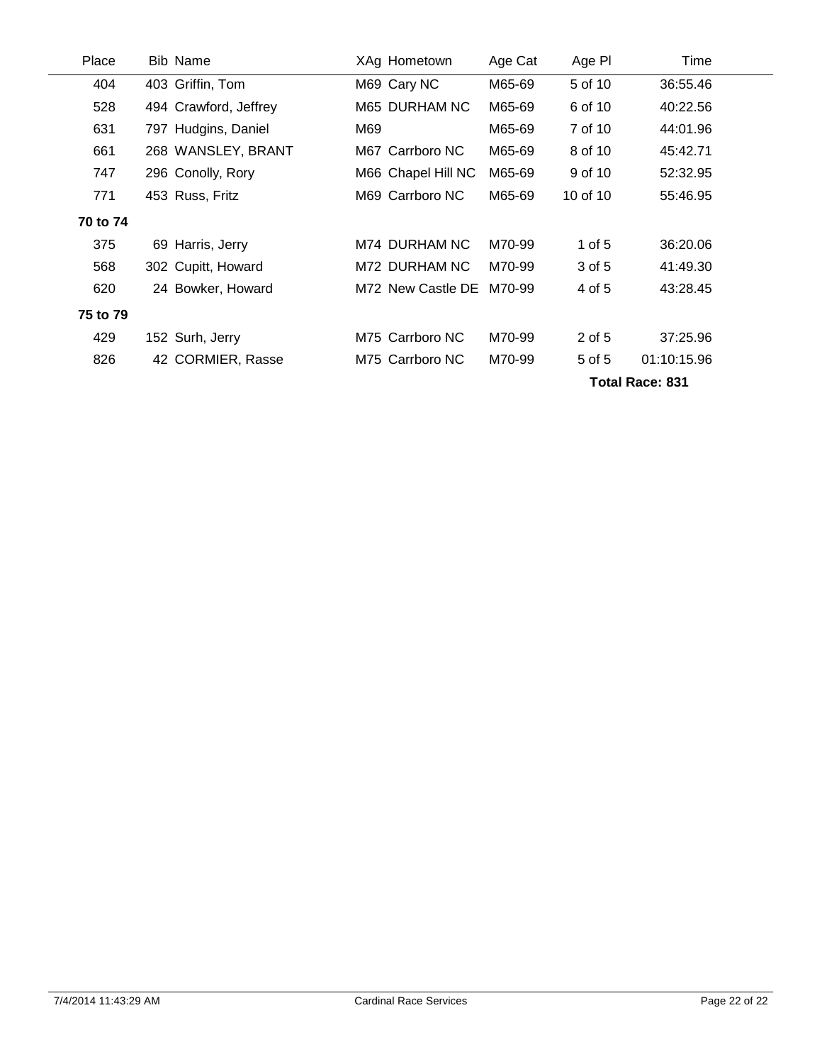| Place | Bib | Name | XAg | Hometown | Age Cat | Age Pl | Time |
|---|---|---|---|---|---|---|---|
| 404 | 403 | Griffin, Tom | M69 | Cary NC | M65-69 | 5 of 10 | 36:55.46 |
| 528 | 494 | Crawford, Jeffrey | M65 | DURHAM NC | M65-69 | 6 of 10 | 40:22.56 |
| 631 | 797 | Hudgins, Daniel | M69 | | M65-69 | 7 of 10 | 44:01.96 |
| 661 | 268 | WANSLEY, BRANT | M67 | Carrboro NC | M65-69 | 8 of 10 | 45:42.71 |
| 747 | 296 | Conolly, Rory | M66 | Chapel Hill NC | M65-69 | 9 of 10 | 52:32.95 |
| 771 | 453 | Russ, Fritz | M69 | Carrboro NC | M65-69 | 10 of 10 | 55:46.95 |
| **70 to 74** | | | | | | | |
| 375 | 69 | Harris, Jerry | M74 | DURHAM NC | M70-99 | 1 of 5 | 36:20.06 |
| 568 | 302 | Cupitt, Howard | M72 | DURHAM NC | M70-99 | 3 of 5 | 41:49.30 |
| 620 | 24 | Bowker, Howard | M72 | New Castle DE | M70-99 | 4 of 5 | 43:28.45 |
| **75 to 79** | | | | | | | |
| 429 | 152 | Surh, Jerry | M75 | Carrboro NC | M70-99 | 2 of 5 | 37:25.96 |
| 826 | 42 | CORMIER, Rasse | M75 | Carrboro NC | M70-99 | 5 of 5 | 01:10:15.96 |

**Total Race: 831**

7/4/2014 11:43:29 AM Cardinal Race Services